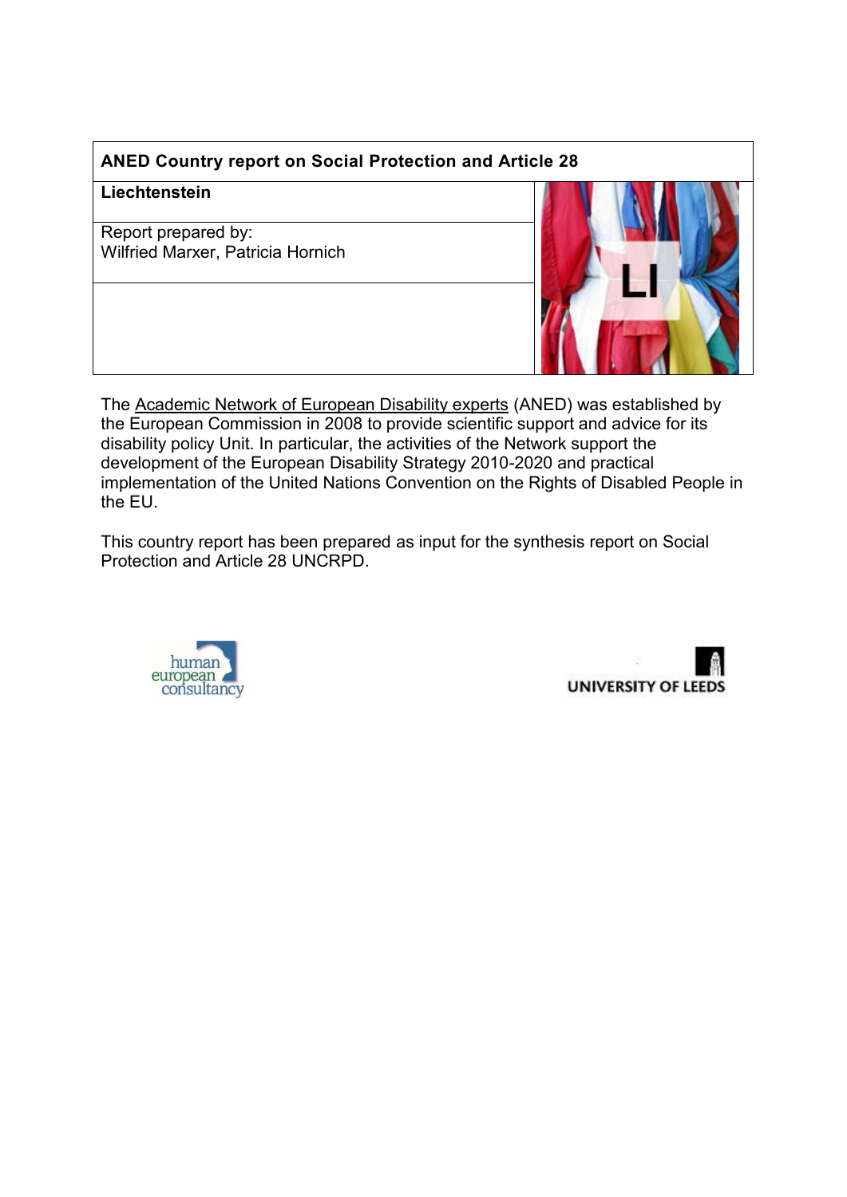| **ANED Country report on Social Protection and Article 28** | |
|---|---|
| **Liechtenstein** | LI |
| Report prepared by:<br>Wilfried Marxer, Patricia Hornich | |
| | |

The Academic Network of European Disability experts (ANED) was established by the European Commission in 2008 to provide scientific support and advice for its disability policy Unit. In particular, the activities of the Network support the development of the European Disability Strategy 2010-2020 and practical implementation of the United Nations Convention on the Rights of Disabled People in the EU.

This country report has been prepared as input for the synthesis report on Social Protection and Article 28 UNCRPD.

human european consultancy

UNIVERSITY OF LEEDS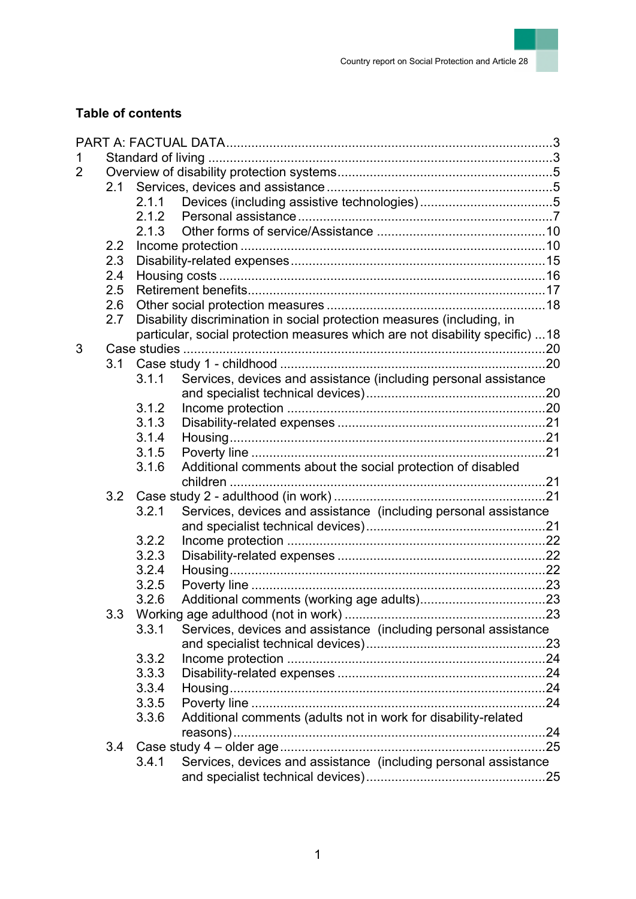## Table of contents

PART A: FACTUAL DATA ... 3
1 Standard of living ... 3
2 Overview of disability protection systems ... 5
  2.1 Services, devices and assistance ... 5
    2.1.1 Devices (including assistive technologies) ... 5
    2.1.2 Personal assistance ... 7
    2.1.3 Other forms of service/Assistance ... 10
  2.2 Income protection ... 10
  2.3 Disability-related expenses ... 15
  2.4 Housing costs ... 16
  2.5 Retirement benefits ... 17
  2.6 Other social protection measures ... 18
  2.7 Disability discrimination in social protection measures (including, in particular, social protection measures which are not disability specific) ... 18
3 Case studies ... 20
  3.1 Case study 1 - childhood ... 20
    3.1.1 Services, devices and assistance (including personal assistance and specialist technical devices) ... 20
    3.1.2 Income protection ... 20
    3.1.3 Disability-related expenses ... 21
    3.1.4 Housing ... 21
    3.1.5 Poverty line ... 21
    3.1.6 Additional comments about the social protection of disabled children ... 21
  3.2 Case study 2 - adulthood (in work) ... 21
    3.2.1 Services, devices and assistance (including personal assistance and specialist technical devices) ... 21
    3.2.2 Income protection ... 22
    3.2.3 Disability-related expenses ... 22
    3.2.4 Housing ... 22
    3.2.5 Poverty line ... 23
    3.2.6 Additional comments (working age adults) ... 23
  3.3 Working age adulthood (not in work) ... 23
    3.3.1 Services, devices and assistance (including personal assistance and specialist technical devices) ... 23
    3.3.2 Income protection ... 24
    3.3.3 Disability-related expenses ... 24
    3.3.4 Housing ... 24
    3.3.5 Poverty line ... 24
    3.3.6 Additional comments (adults not in work for disability-related reasons) ... 24
  3.4 Case study 4 – older age ... 25
    3.4.1 Services, devices and assistance (including personal assistance and specialist technical devices) ... 25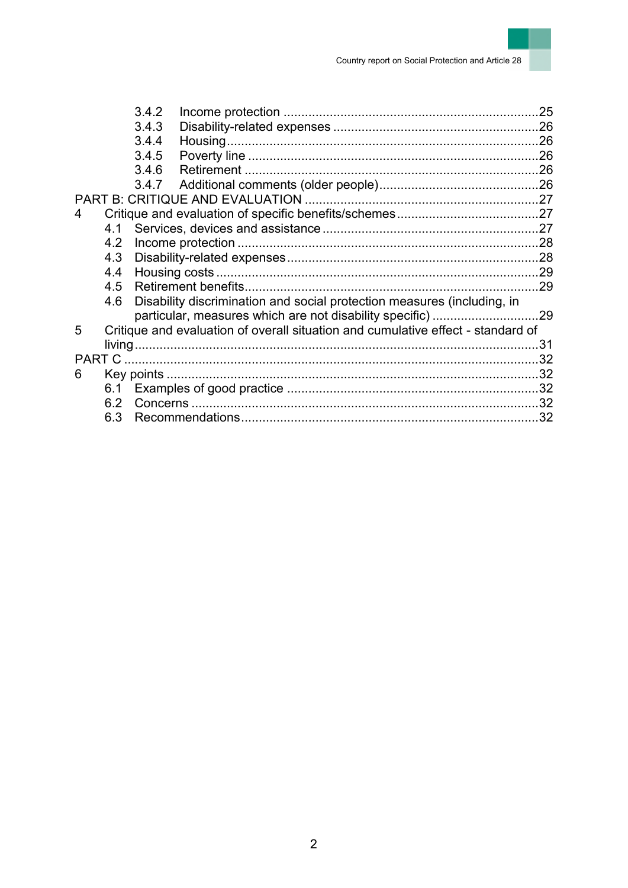3.4.2 Income protection ........................................................................ 25

3.4.3 Disability-related expenses ........................................................... 26

3.4.4 Housing ......................................................................................... 26

3.4.5 Poverty line ................................................................................... 26

3.4.6 Retirement .................................................................................... 26

3.4.7 Additional comments (older people) ............................................. 26

PART B: CRITIQUE AND EVALUATION .................................................................. 27

4 Critique and evaluation of specific benefits/schemes ........................................ 27

4.1 Services, devices and assistance ............................................................. 27

4.2 Income protection ..................................................................................... 28

4.3 Disability-related expenses ....................................................................... 28

4.4 Housing costs ............................................................................................ 29

4.5 Retirement benefits ................................................................................... 29

4.6 Disability discrimination and social protection measures (including, in particular, measures which are not disability specific) .............................. 29

5 Critique and evaluation of overall situation and cumulative effect - standard of living ....................................................................................................................... 31

PART C ..................................................................................................................... 32

6 Key points ......................................................................................................... 32

6.1 Examples of good practice ....................................................................... 32

6.2 Concerns .................................................................................................. 32

6.3 Recommendations .................................................................................... 32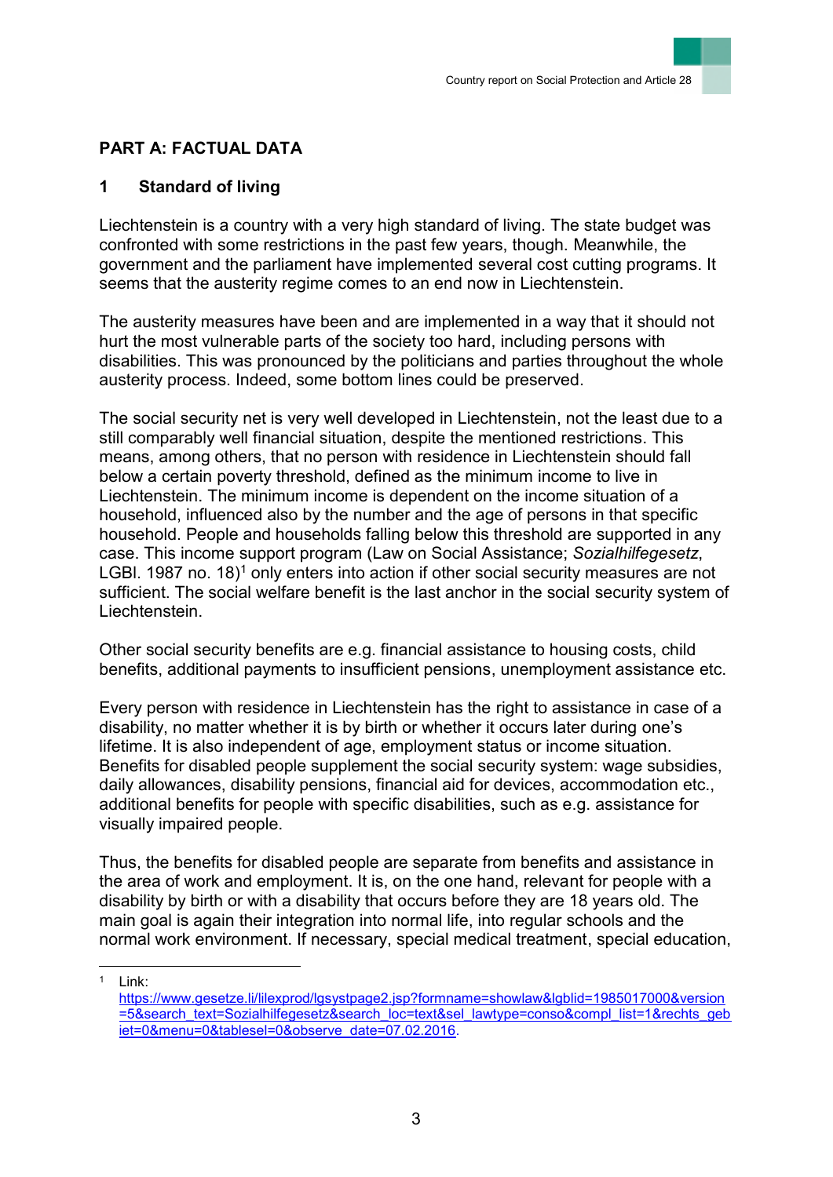# PART A: FACTUAL DATA

## 1 Standard of living

Liechtenstein is a country with a very high standard of living. The state budget was confronted with some restrictions in the past few years, though. Meanwhile, the government and the parliament have implemented several cost cutting programs. It seems that the austerity regime comes to an end now in Liechtenstein.

The austerity measures have been and are implemented in a way that it should not hurt the most vulnerable parts of the society too hard, including persons with disabilities. This was pronounced by the politicians and parties throughout the whole austerity process. Indeed, some bottom lines could be preserved.

The social security net is very well developed in Liechtenstein, not the least due to a still comparably well financial situation, despite the mentioned restrictions. This means, among others, that no person with residence in Liechtenstein should fall below a certain poverty threshold, defined as the minimum income to live in Liechtenstein. The minimum income is dependent on the income situation of a household, influenced also by the number and the age of persons in that specific household. People and households falling below this threshold are supported in any case. This income support program (Law on Social Assistance; *Sozialhilfegesetz*, LGBl. 1987 no. 18)[1] only enters into action if other social security measures are not sufficient. The social welfare benefit is the last anchor in the social security system of Liechtenstein.

Other social security benefits are e.g. financial assistance to housing costs, child benefits, additional payments to insufficient pensions, unemployment assistance etc.

Every person with residence in Liechtenstein has the right to assistance in case of a disability, no matter whether it is by birth or whether it occurs later during one's lifetime. It is also independent of age, employment status or income situation. Benefits for disabled people supplement the social security system: wage subsidies, daily allowances, disability pensions, financial aid for devices, accommodation etc., additional benefits for people with specific disabilities, such as e.g. assistance for visually impaired people.

Thus, the benefits for disabled people are separate from benefits and assistance in the area of work and employment. It is, on the one hand, relevant for people with a disability by birth or with a disability that occurs before they are 18 years old. The main goal is again their integration into normal life, into regular schools and the normal work environment. If necessary, special medical treatment, special education,

---

[1] Link: https://www.gesetze.li/lilexprod/lgsystpage2.jsp?formname=showlaw&lgblid=1985017000&version=5&search_text=Sozialhilfegesetz&search_loc=text&sel_lawtype=conso&compl_list=1&rechts_gebiet=0&menu=0&tablesel=0&observe_date=07.02.2016.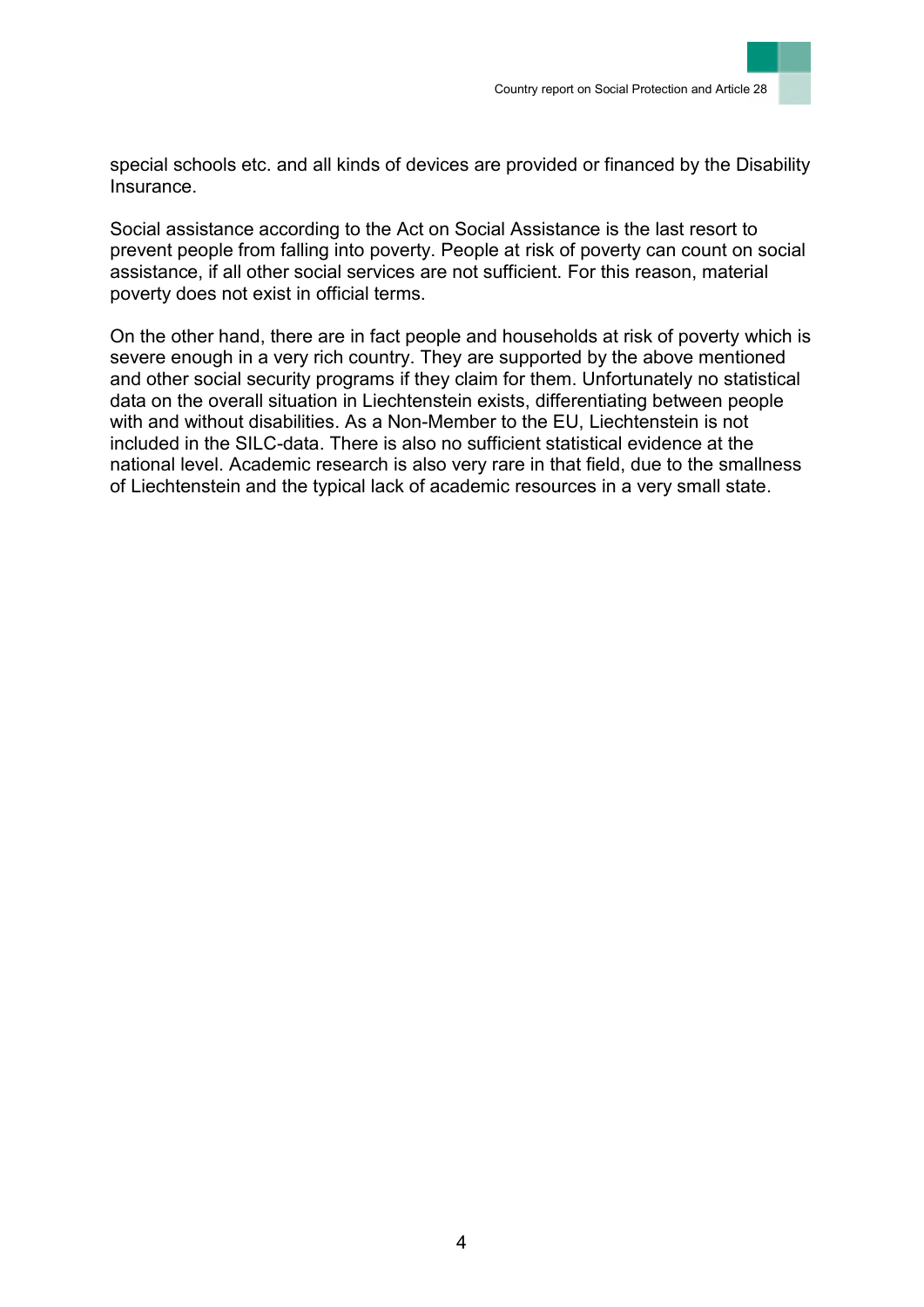special schools etc. and all kinds of devices are provided or financed by the Disability Insurance.

Social assistance according to the Act on Social Assistance is the last resort to prevent people from falling into poverty. People at risk of poverty can count on social assistance, if all other social services are not sufficient. For this reason, material poverty does not exist in official terms.

On the other hand, there are in fact people and households at risk of poverty which is severe enough in a very rich country. They are supported by the above mentioned and other social security programs if they claim for them. Unfortunately no statistical data on the overall situation in Liechtenstein exists, differentiating between people with and without disabilities. As a Non-Member to the EU, Liechtenstein is not included in the SILC-data. There is also no sufficient statistical evidence at the national level. Academic research is also very rare in that field, due to the smallness of Liechtenstein and the typical lack of academic resources in a very small state.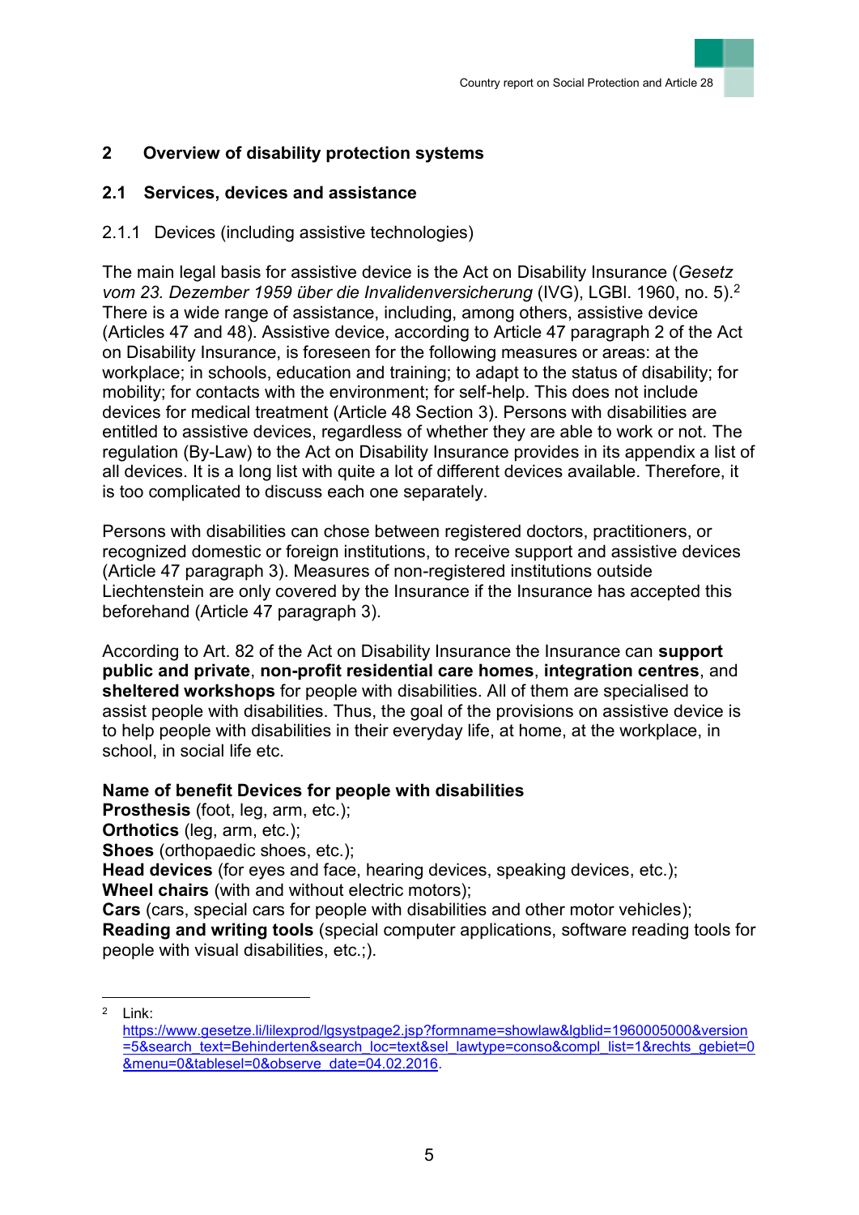## 2 Overview of disability protection systems

### 2.1 Services, devices and assistance

#### 2.1.1 Devices (including assistive technologies)

The main legal basis for assistive device is the Act on Disability Insurance (*Gesetz vom 23. Dezember 1959 über die Invalidenversicherung* (IVG), LGBl. 1960, no. 5).[2] There is a wide range of assistance, including, among others, assistive device (Articles 47 and 48). Assistive device, according to Article 47 paragraph 2 of the Act on Disability Insurance, is foreseen for the following measures or areas: at the workplace; in schools, education and training; to adapt to the status of disability; for mobility; for contacts with the environment; for self-help. This does not include devices for medical treatment (Article 48 Section 3). Persons with disabilities are entitled to assistive devices, regardless of whether they are able to work or not. The regulation (By-Law) to the Act on Disability Insurance provides in its appendix a list of all devices. It is a long list with quite a lot of different devices available. Therefore, it is too complicated to discuss each one separately.

Persons with disabilities can chose between registered doctors, practitioners, or recognized domestic or foreign institutions, to receive support and assistive devices (Article 47 paragraph 3). Measures of non-registered institutions outside Liechtenstein are only covered by the Insurance if the Insurance has accepted this beforehand (Article 47 paragraph 3).

According to Art. 82 of the Act on Disability Insurance the Insurance can **support public and private**, **non-profit residential care homes**, **integration centres**, and **sheltered workshops** for people with disabilities. All of them are specialised to assist people with disabilities. Thus, the goal of the provisions on assistive device is to help people with disabilities in their everyday life, at home, at the workplace, in school, in social life etc.

**Name of benefit Devices for people with disabilities**
**Prosthesis** (foot, leg, arm, etc.);
**Orthotics** (leg, arm, etc.);
**Shoes** (orthopaedic shoes, etc.);
**Head devices** (for eyes and face, hearing devices, speaking devices, etc.);
**Wheel chairs** (with and without electric motors);
**Cars** (cars, special cars for people with disabilities and other motor vehicles);
**Reading and writing tools** (special computer applications, software reading tools for people with visual disabilities, etc.;).

---

[2] Link: https://www.gesetze.li/lilexprod/lgsystpage2.jsp?formname=showlaw&lgblid=1960005000&version=5&search_text=Behinderten&search_loc=text&sel_lawtype=conso&compl_list=1&rechts_gebiet=0&menu=0&tablesel=0&observe_date=04.02.2016.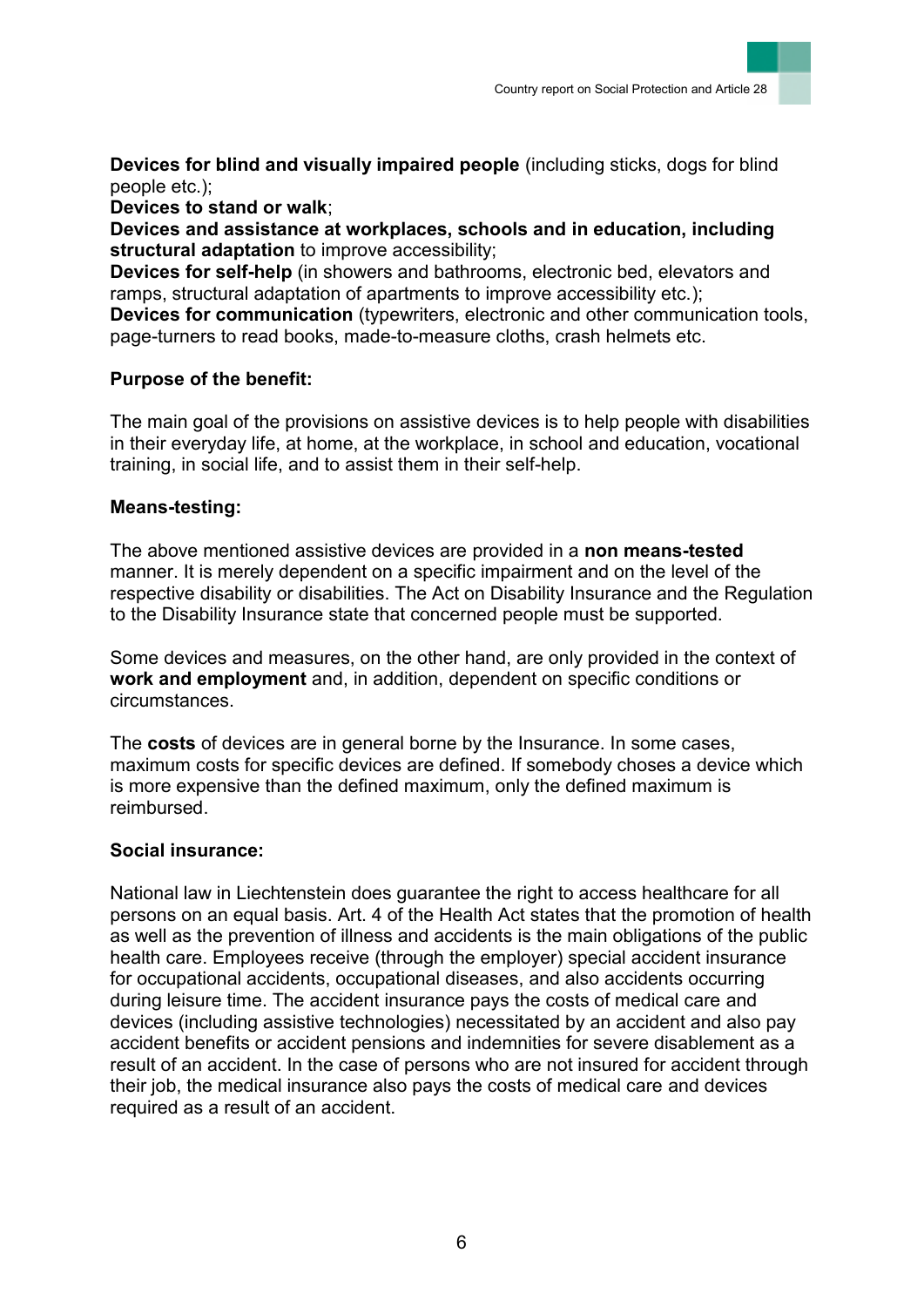**Devices for blind and visually impaired people** (including sticks, dogs for blind people etc.);

**Devices to stand or walk**;

**Devices and assistance at workplaces, schools and in education, including structural adaptation** to improve accessibility;

**Devices for self-help** (in showers and bathrooms, electronic bed, elevators and ramps, structural adaptation of apartments to improve accessibility etc.);

**Devices for communication** (typewriters, electronic and other communication tools, page-turners to read books, made-to-measure cloths, crash helmets etc.

**Purpose of the benefit:**

The main goal of the provisions on assistive devices is to help people with disabilities in their everyday life, at home, at the workplace, in school and education, vocational training, in social life, and to assist them in their self-help.

**Means-testing:**

The above mentioned assistive devices are provided in a **non means-tested** manner. It is merely dependent on a specific impairment and on the level of the respective disability or disabilities. The Act on Disability Insurance and the Regulation to the Disability Insurance state that concerned people must be supported.

Some devices and measures, on the other hand, are only provided in the context of **work and employment** and, in addition, dependent on specific conditions or circumstances.

The **costs** of devices are in general borne by the Insurance. In some cases, maximum costs for specific devices are defined. If somebody choses a device which is more expensive than the defined maximum, only the defined maximum is reimbursed.

**Social insurance:**

National law in Liechtenstein does guarantee the right to access healthcare for all persons on an equal basis. Art. 4 of the Health Act states that the promotion of health as well as the prevention of illness and accidents is the main obligations of the public health care. Employees receive (through the employer) special accident insurance for occupational accidents, occupational diseases, and also accidents occurring during leisure time. The accident insurance pays the costs of medical care and devices (including assistive technologies) necessitated by an accident and also pay accident benefits or accident pensions and indemnities for severe disablement as a result of an accident. In the case of persons who are not insured for accident through their job, the medical insurance also pays the costs of medical care and devices required as a result of an accident.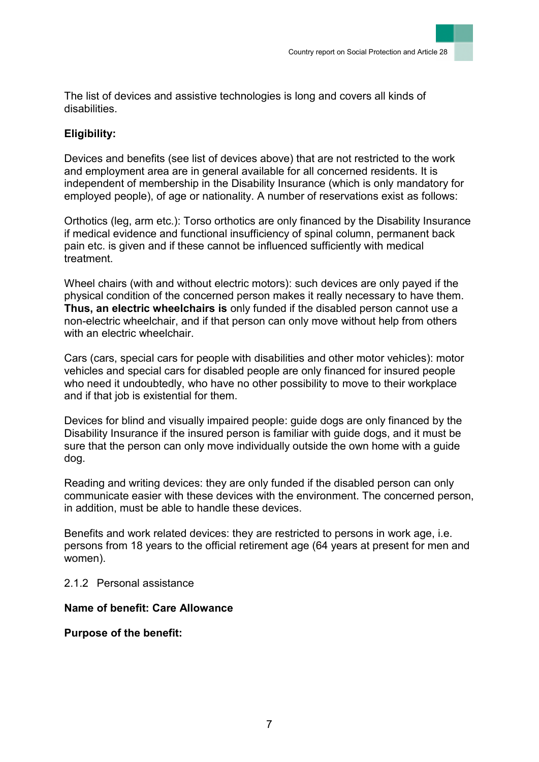The list of devices and assistive technologies is long and covers all kinds of disabilities.

**Eligibility:**

Devices and benefits (see list of devices above) that are not restricted to the work and employment area are in general available for all concerned residents. It is independent of membership in the Disability Insurance (which is only mandatory for employed people), of age or nationality. A number of reservations exist as follows:

Orthotics (leg, arm etc.): Torso orthotics are only financed by the Disability Insurance if medical evidence and functional insufficiency of spinal column, permanent back pain etc. is given and if these cannot be influenced sufficiently with medical treatment.

Wheel chairs (with and without electric motors): such devices are only payed if the physical condition of the concerned person makes it really necessary to have them. **Thus, an electric wheelchairs is** only funded if the disabled person cannot use a non-electric wheelchair, and if that person can only move without help from others with an electric wheelchair.

Cars (cars, special cars for people with disabilities and other motor vehicles): motor vehicles and special cars for disabled people are only financed for insured people who need it undoubtedly, who have no other possibility to move to their workplace and if that job is existential for them.

Devices for blind and visually impaired people: guide dogs are only financed by the Disability Insurance if the insured person is familiar with guide dogs, and it must be sure that the person can only move individually outside the own home with a guide dog.

Reading and writing devices: they are only funded if the disabled person can only communicate easier with these devices with the environment. The concerned person, in addition, must be able to handle these devices.

Benefits and work related devices: they are restricted to persons in work age, i.e. persons from 18 years to the official retirement age (64 years at present for men and women).

### 2.1.2 Personal assistance

**Name of benefit: Care Allowance**

**Purpose of the benefit:**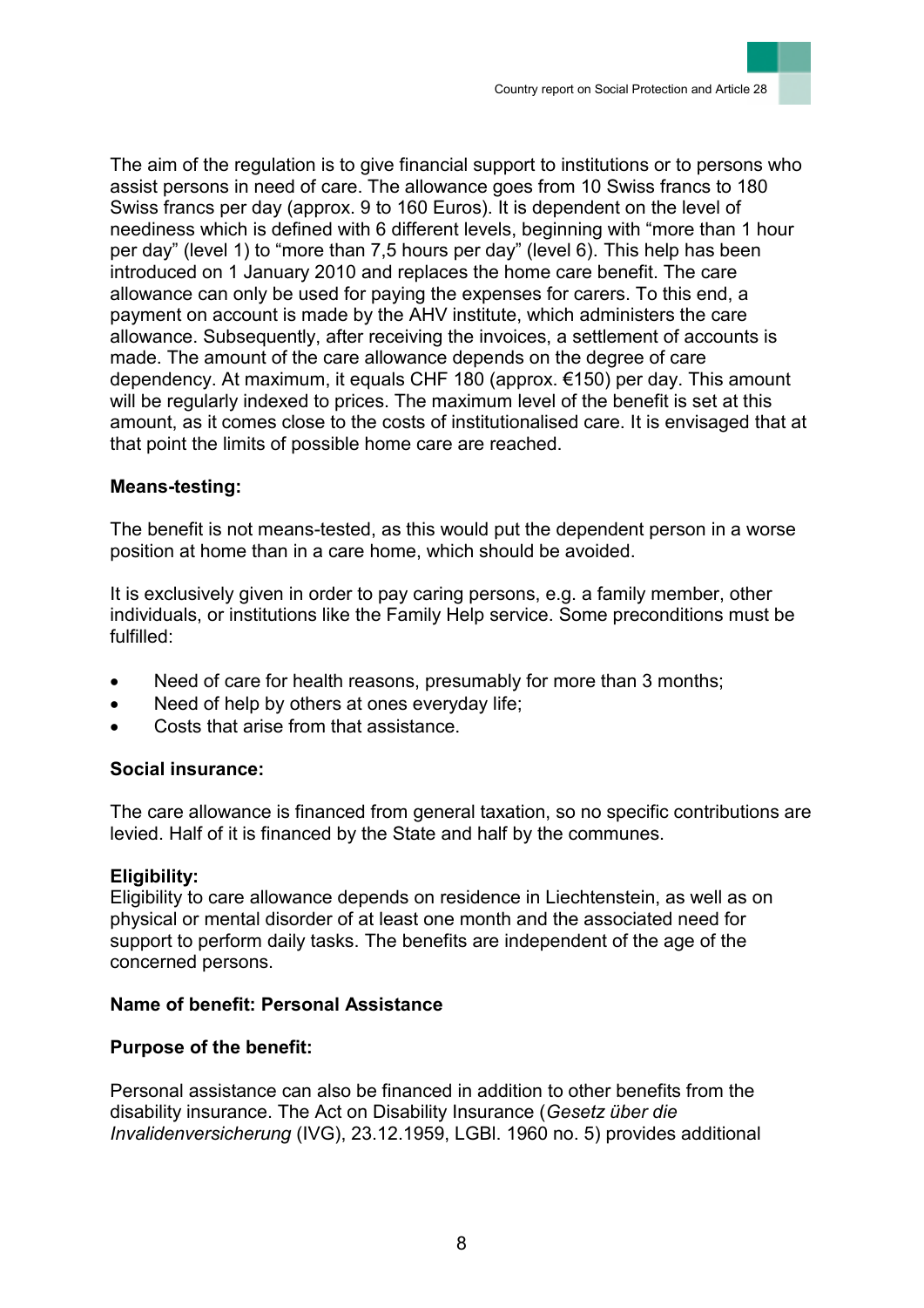The aim of the regulation is to give financial support to institutions or to persons who assist persons in need of care. The allowance goes from 10 Swiss francs to 180 Swiss francs per day (approx. 9 to 160 Euros). It is dependent on the level of neediness which is defined with 6 different levels, beginning with "more than 1 hour per day" (level 1) to "more than 7,5 hours per day" (level 6). This help has been introduced on 1 January 2010 and replaces the home care benefit. The care allowance can only be used for paying the expenses for carers. To this end, a payment on account is made by the AHV institute, which administers the care allowance. Subsequently, after receiving the invoices, a settlement of accounts is made. The amount of the care allowance depends on the degree of care dependency. At maximum, it equals CHF 180 (approx. €150) per day. This amount will be regularly indexed to prices. The maximum level of the benefit is set at this amount, as it comes close to the costs of institutionalised care. It is envisaged that at that point the limits of possible home care are reached.

**Means-testing:**

The benefit is not means-tested, as this would put the dependent person in a worse position at home than in a care home, which should be avoided.

It is exclusively given in order to pay caring persons, e.g. a family member, other individuals, or institutions like the Family Help service. Some preconditions must be fulfilled:

- Need of care for health reasons, presumably for more than 3 months;
- Need of help by others at ones everyday life;
- Costs that arise from that assistance.

**Social insurance:**

The care allowance is financed from general taxation, so no specific contributions are levied. Half of it is financed by the State and half by the communes.

**Eligibility:**
Eligibility to care allowance depends on residence in Liechtenstein, as well as on physical or mental disorder of at least one month and the associated need for support to perform daily tasks. The benefits are independent of the age of the concerned persons.

**Name of benefit: Personal Assistance**

**Purpose of the benefit:**

Personal assistance can also be financed in addition to other benefits from the disability insurance. The Act on Disability Insurance (*Gesetz über die Invalidenversicherung* (IVG), 23.12.1959, LGBl. 1960 no. 5) provides additional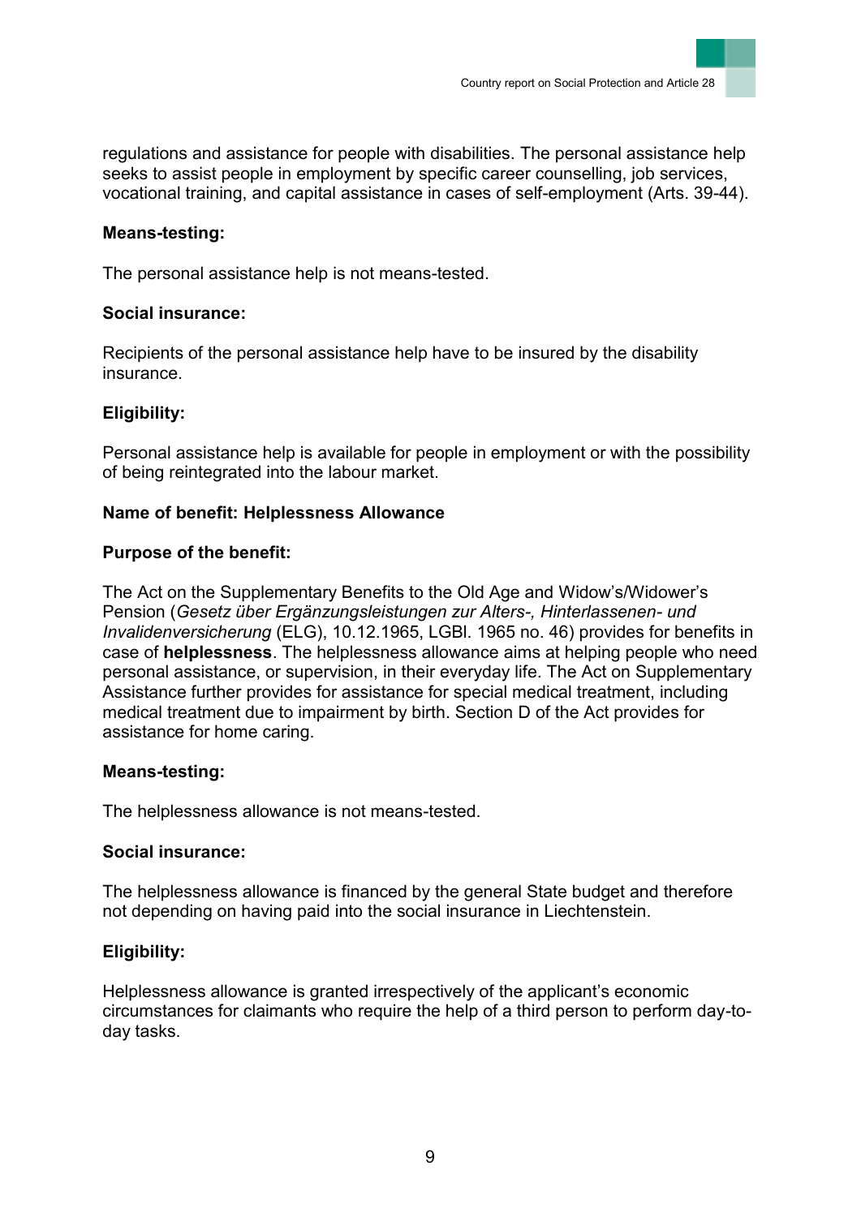regulations and assistance for people with disabilities. The personal assistance help seeks to assist people in employment by specific career counselling, job services, vocational training, and capital assistance in cases of self-employment (Arts. 39-44).

**Means-testing:**

The personal assistance help is not means-tested.

**Social insurance:**

Recipients of the personal assistance help have to be insured by the disability insurance.

**Eligibility:**

Personal assistance help is available for people in employment or with the possibility of being reintegrated into the labour market.

**Name of benefit: Helplessness Allowance**

**Purpose of the benefit:**

The Act on the Supplementary Benefits to the Old Age and Widow's/Widower's Pension (*Gesetz über Ergänzungsleistungen zur Alters-, Hinterlassenen- und Invalidenversicherung* (ELG), 10.12.1965, LGBl. 1965 no. 46) provides for benefits in case of **helplessness**. The helplessness allowance aims at helping people who need personal assistance, or supervision, in their everyday life. The Act on Supplementary Assistance further provides for assistance for special medical treatment, including medical treatment due to impairment by birth. Section D of the Act provides for assistance for home caring.

**Means-testing:**

The helplessness allowance is not means-tested.

**Social insurance:**

The helplessness allowance is financed by the general State budget and therefore not depending on having paid into the social insurance in Liechtenstein.

**Eligibility:**

Helplessness allowance is granted irrespectively of the applicant's economic circumstances for claimants who require the help of a third person to perform day-to-day tasks.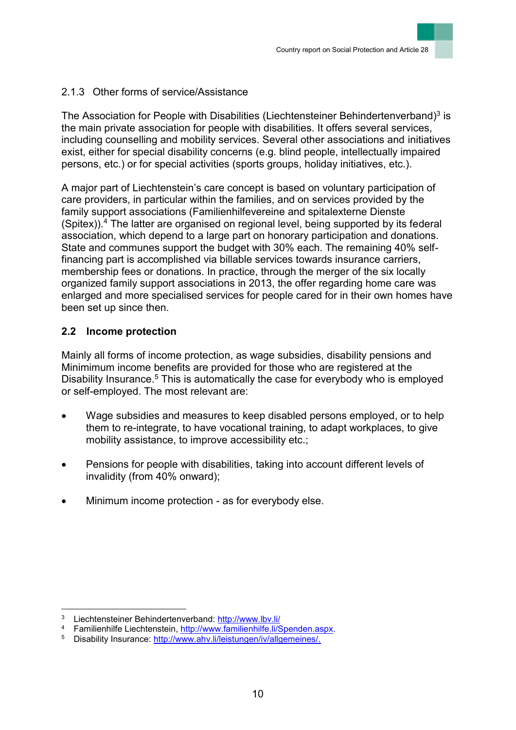### 2.1.3 Other forms of service/Assistance

The Association for People with Disabilities (Liechtensteiner Behindertenverband)[3] is the main private association for people with disabilities. It offers several services, including counselling and mobility services. Several other associations and initiatives exist, either for special disability concerns (e.g. blind people, intellectually impaired persons, etc.) or for special activities (sports groups, holiday initiatives, etc.).

A major part of Liechtenstein's care concept is based on voluntary participation of care providers, in particular within the families, and on services provided by the family support associations (Familienhilfevereine and spitalexterne Dienste (Spitex)).[4] The latter are organised on regional level, being supported by its federal association, which depend to a large part on honorary participation and donations. State and communes support the budget with 30% each. The remaining 40% self-financing part is accomplished via billable services towards insurance carriers, membership fees or donations. In practice, through the merger of the six locally organized family support associations in 2013, the offer regarding home care was enlarged and more specialised services for people cared for in their own homes have been set up since then.

## 2.2 Income protection

Mainly all forms of income protection, as wage subsidies, disability pensions and Minimimum income benefits are provided for those who are registered at the Disability Insurance.[5] This is automatically the case for everybody who is employed or self-employed. The most relevant are:

- Wage subsidies and measures to keep disabled persons employed, or to help them to re-integrate, to have vocational training, to adapt workplaces, to give mobility assistance, to improve accessibility etc.;
- Pensions for people with disabilities, taking into account different levels of invalidity (from 40% onward);
- Minimum income protection - as for everybody else.

---

[3] Liechtensteiner Behindertenverband: http://www.lbv.li/

[4] Familienhilfe Liechtenstein, http://www.familienhilfe.li/Spenden.aspx.

[5] Disability Insurance: http://www.ahv.li/leistungen/iv/allgemeines/.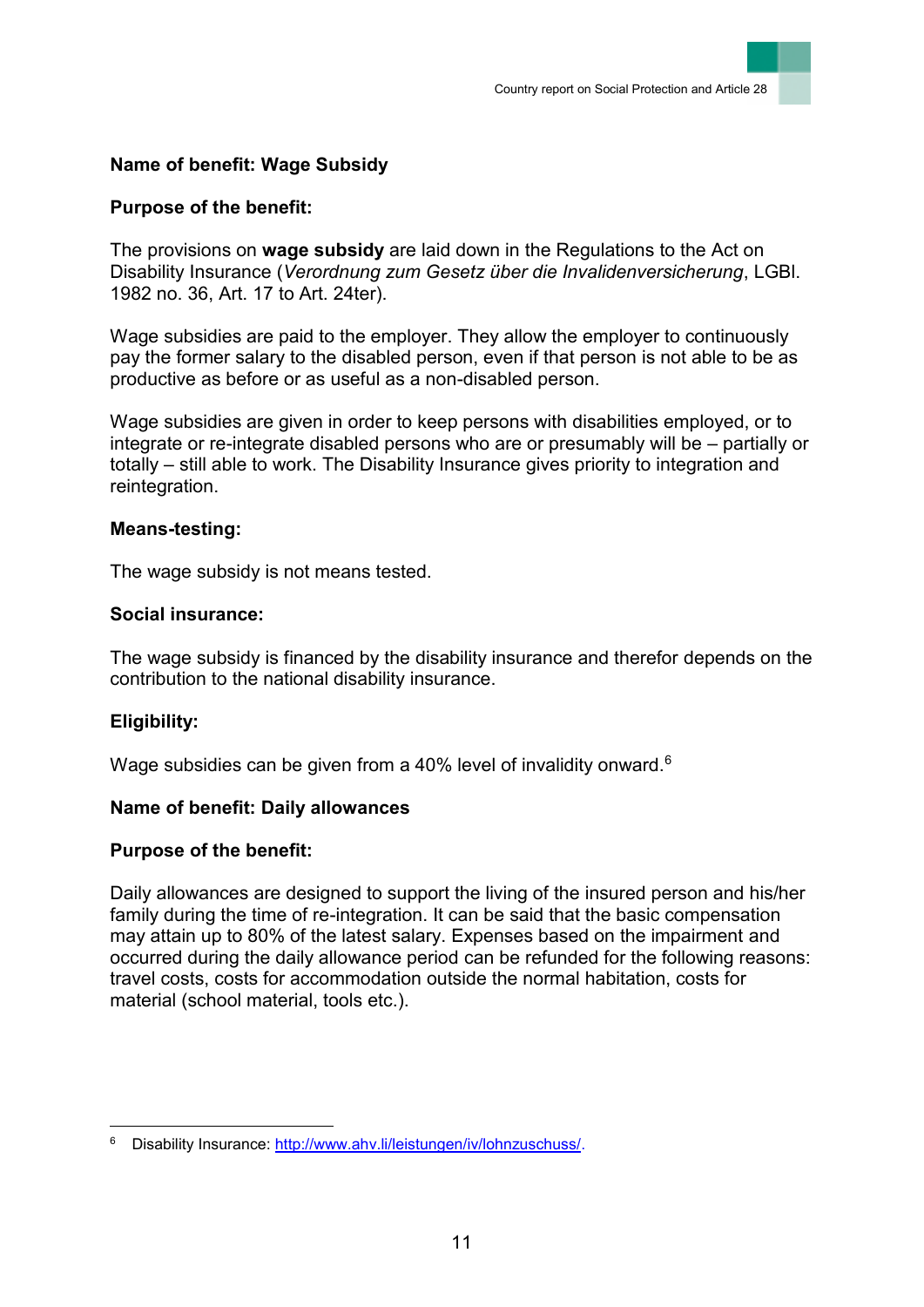**Name of benefit: Wage Subsidy**

**Purpose of the benefit:**

The provisions on **wage subsidy** are laid down in the Regulations to the Act on Disability Insurance (*Verordnung zum Gesetz über die Invalidenversicherung*, LGBl. 1982 no. 36, Art. 17 to Art. 24ter).

Wage subsidies are paid to the employer. They allow the employer to continuously pay the former salary to the disabled person, even if that person is not able to be as productive as before or as useful as a non-disabled person.

Wage subsidies are given in order to keep persons with disabilities employed, or to integrate or re-integrate disabled persons who are or presumably will be – partially or totally – still able to work. The Disability Insurance gives priority to integration and reintegration.

**Means-testing:**

The wage subsidy is not means tested.

**Social insurance:**

The wage subsidy is financed by the disability insurance and therefor depends on the contribution to the national disability insurance.

**Eligibility:**

Wage subsidies can be given from a 40% level of invalidity onward.[6]

**Name of benefit: Daily allowances**

**Purpose of the benefit:**

Daily allowances are designed to support the living of the insured person and his/her family during the time of re-integration. It can be said that the basic compensation may attain up to 80% of the latest salary. Expenses based on the impairment and occurred during the daily allowance period can be refunded for the following reasons: travel costs, costs for accommodation outside the normal habitation, costs for material (school material, tools etc.).

---

[6] Disability Insurance: http://www.ahv.li/leistungen/iv/lohnzuschuss/.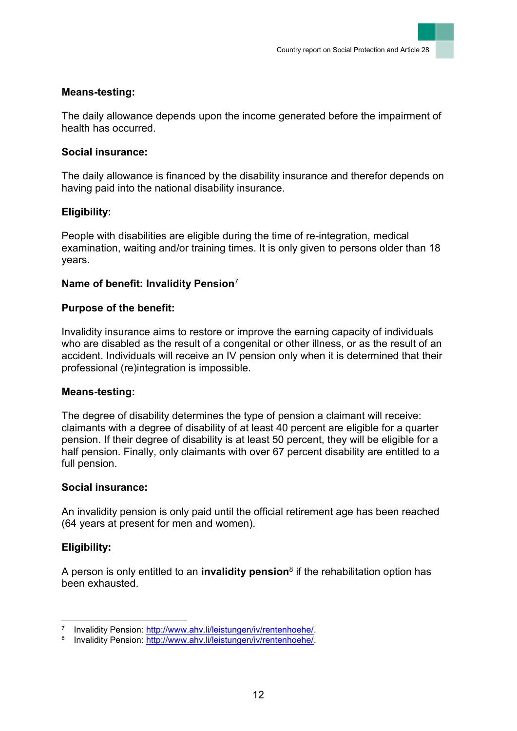**Means-testing:**

The daily allowance depends upon the income generated before the impairment of health has occurred.

**Social insurance:**

The daily allowance is financed by the disability insurance and therefor depends on having paid into the national disability insurance.

**Eligibility:**

People with disabilities are eligible during the time of re-integration, medical examination, waiting and/or training times. It is only given to persons older than 18 years.

**Name of benefit: Invalidity Pension**[7]

**Purpose of the benefit:**

Invalidity insurance aims to restore or improve the earning capacity of individuals who are disabled as the result of a congenital or other illness, or as the result of an accident. Individuals will receive an IV pension only when it is determined that their professional (re)integration is impossible.

**Means-testing:**

The degree of disability determines the type of pension a claimant will receive: claimants with a degree of disability of at least 40 percent are eligible for a quarter pension. If their degree of disability is at least 50 percent, they will be eligible for a half pension. Finally, only claimants with over 67 percent disability are entitled to a full pension.

**Social insurance:**

An invalidity pension is only paid until the official retirement age has been reached (64 years at present for men and women).

**Eligibility:**

A person is only entitled to an **invalidity pension**[8] if the rehabilitation option has been exhausted.

---

[7] Invalidity Pension: http://www.ahv.li/leistungen/iv/rentenhoehe/.

[8] Invalidity Pension: http://www.ahv.li/leistungen/iv/rentenhoehe/.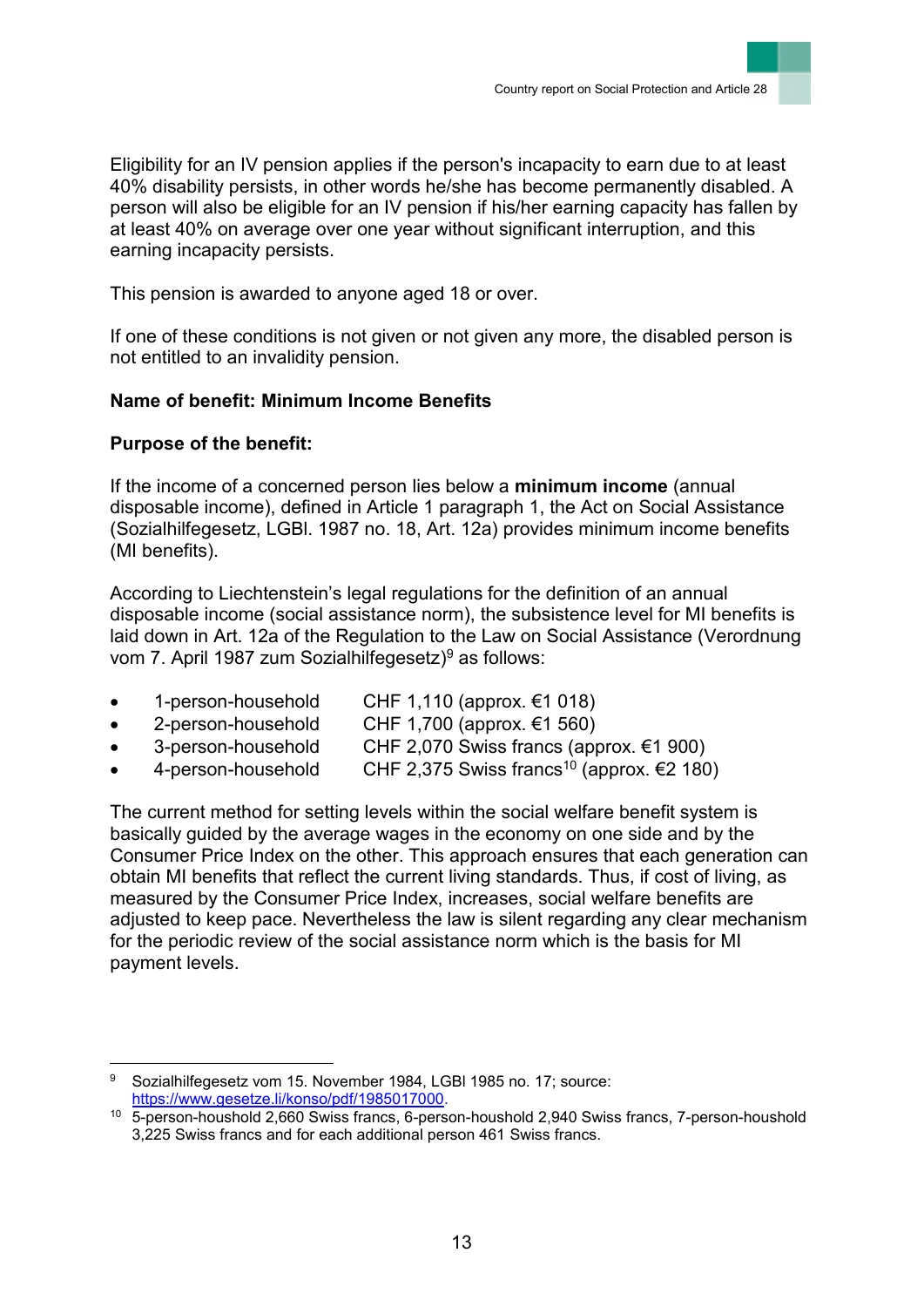Eligibility for an IV pension applies if the person's incapacity to earn due to at least 40% disability persists, in other words he/she has become permanently disabled. A person will also be eligible for an IV pension if his/her earning capacity has fallen by at least 40% on average over one year without significant interruption, and this earning incapacity persists.

This pension is awarded to anyone aged 18 or over.

If one of these conditions is not given or not given any more, the disabled person is not entitled to an invalidity pension.

**Name of benefit: Minimum Income Benefits**

**Purpose of the benefit:**

If the income of a concerned person lies below a **minimum income** (annual disposable income), defined in Article 1 paragraph 1, the Act on Social Assistance (Sozialhilfegesetz, LGBl. 1987 no. 18, Art. 12a) provides minimum income benefits (MI benefits).

According to Liechtenstein's legal regulations for the definition of an annual disposable income (social assistance norm), the subsistence level for MI benefits is laid down in Art. 12a of the Regulation to the Law on Social Assistance (Verordnung vom 7. April 1987 zum Sozialhilfegesetz)[9] as follows:

- 1-person-household CHF 1,110 (approx. €1 018)
- 2-person-household CHF 1,700 (approx. €1 560)
- 3-person-household CHF 2,070 Swiss francs (approx. €1 900)
- 4-person-household CHF 2,375 Swiss francs[10] (approx. €2 180)

The current method for setting levels within the social welfare benefit system is basically guided by the average wages in the economy on one side and by the Consumer Price Index on the other. This approach ensures that each generation can obtain MI benefits that reflect the current living standards. Thus, if cost of living, as measured by the Consumer Price Index, increases, social welfare benefits are adjusted to keep pace. Nevertheless the law is silent regarding any clear mechanism for the periodic review of the social assistance norm which is the basis for MI payment levels.

---

[9] Sozialhilfegesetz vom 15. November 1984, LGBl 1985 no. 17; source: https://www.gesetze.li/konso/pdf/1985017000.

[10] 5-person-houshold 2,660 Swiss francs, 6-person-houshold 2,940 Swiss francs, 7-person-houshold 3,225 Swiss francs and for each additional person 461 Swiss francs.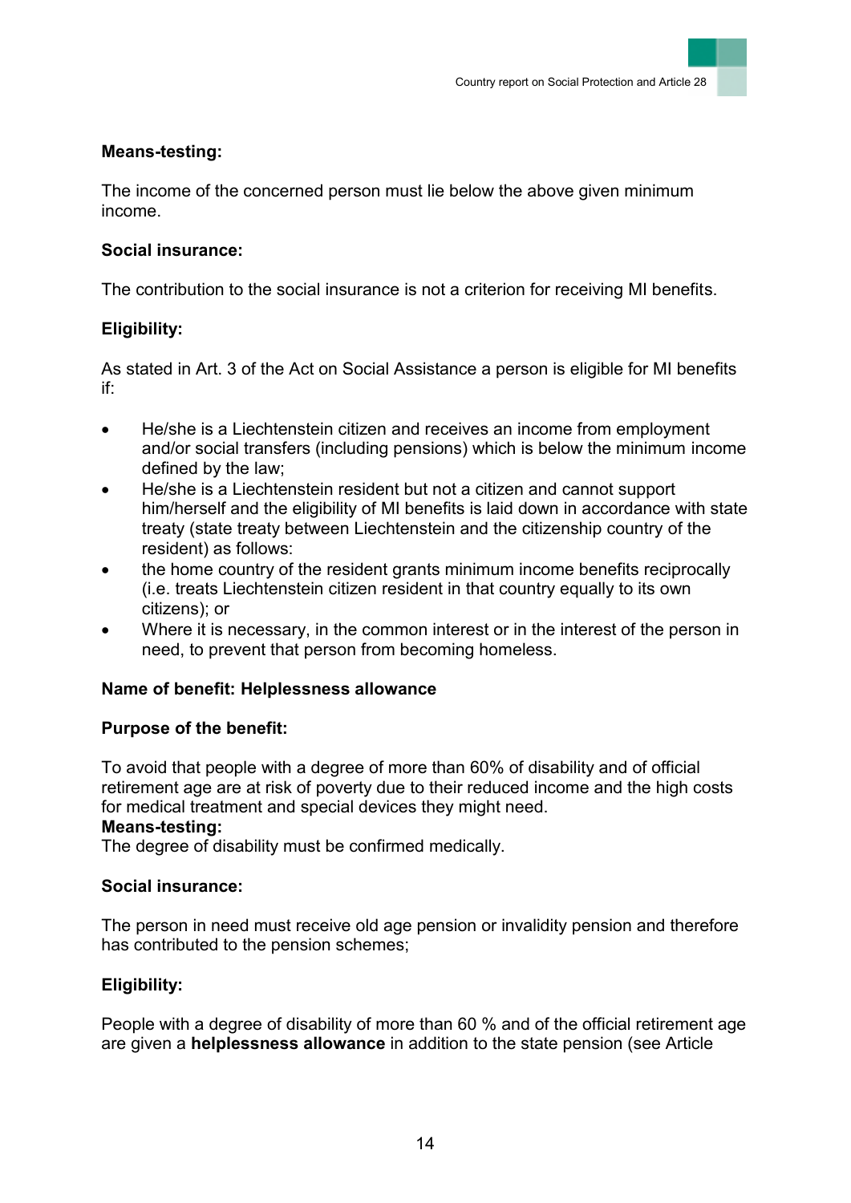**Means-testing:**

The income of the concerned person must lie below the above given minimum income.

**Social insurance:**

The contribution to the social insurance is not a criterion for receiving MI benefits.

**Eligibility:**

As stated in Art. 3 of the Act on Social Assistance a person is eligible for MI benefits if:

- He/she is a Liechtenstein citizen and receives an income from employment and/or social transfers (including pensions) which is below the minimum income defined by the law;
- He/she is a Liechtenstein resident but not a citizen and cannot support him/herself and the eligibility of MI benefits is laid down in accordance with state treaty (state treaty between Liechtenstein and the citizenship country of the resident) as follows:
- the home country of the resident grants minimum income benefits reciprocally (i.e. treats Liechtenstein citizen resident in that country equally to its own citizens); or
- Where it is necessary, in the common interest or in the interest of the person in need, to prevent that person from becoming homeless.

**Name of benefit: Helplessness allowance**

**Purpose of the benefit:**

To avoid that people with a degree of more than 60% of disability and of official retirement age are at risk of poverty due to their reduced income and the high costs for medical treatment and special devices they might need.

**Means-testing:**

The degree of disability must be confirmed medically.

**Social insurance:**

The person in need must receive old age pension or invalidity pension and therefore has contributed to the pension schemes;

**Eligibility:**

People with a degree of disability of more than 60 % and of the official retirement age are given a **helplessness allowance** in addition to the state pension (see Article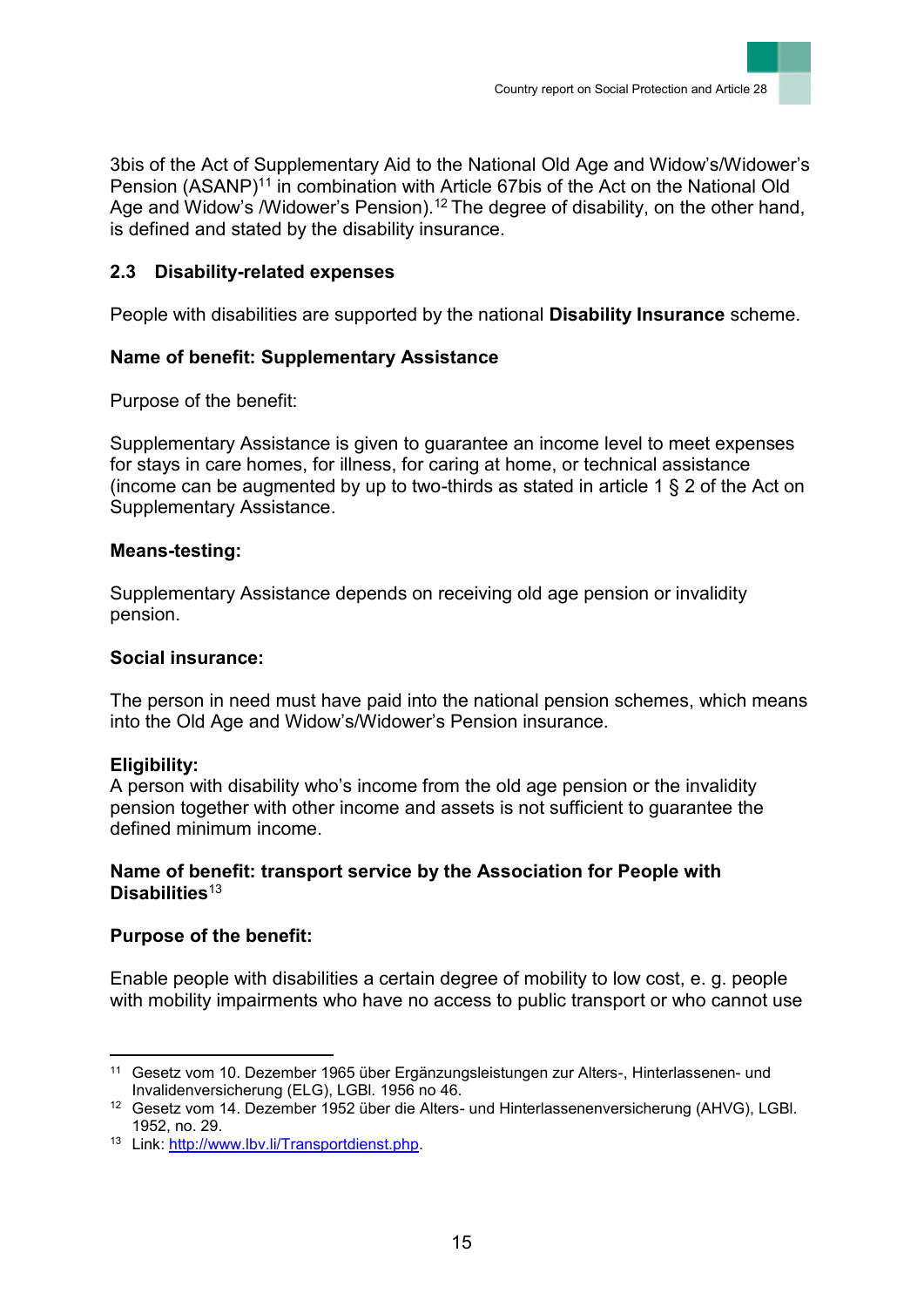3bis of the Act of Supplementary Aid to the National Old Age and Widow's/Widower's Pension (ASANP)[11] in combination with Article 67bis of the Act on the National Old Age and Widow's /Widower's Pension).[12] The degree of disability, on the other hand, is defined and stated by the disability insurance.

### 2.3 Disability-related expenses

People with disabilities are supported by the national **Disability Insurance** scheme.

**Name of benefit: Supplementary Assistance**

Purpose of the benefit:

Supplementary Assistance is given to guarantee an income level to meet expenses for stays in care homes, for illness, for caring at home, or technical assistance (income can be augmented by up to two-thirds as stated in article 1 § 2 of the Act on Supplementary Assistance.

**Means-testing:**

Supplementary Assistance depends on receiving old age pension or invalidity pension.

**Social insurance:**

The person in need must have paid into the national pension schemes, which means into the Old Age and Widow's/Widower's Pension insurance.

**Eligibility:**
A person with disability who's income from the old age pension or the invalidity pension together with other income and assets is not sufficient to guarantee the defined minimum income.

**Name of benefit: transport service by the Association for People with Disabilities**[13]

**Purpose of the benefit:**

Enable people with disabilities a certain degree of mobility to low cost, e. g. people with mobility impairments who have no access to public transport or who cannot use

---

[11] Gesetz vom 10. Dezember 1965 über Ergänzungsleistungen zur Alters-, Hinterlassenen- und Invalidenversicherung (ELG), LGBl. 1956 no 46.

[12] Gesetz vom 14. Dezember 1952 über die Alters- und Hinterlassenenversicherung (AHVG), LGBl. 1952, no. 29.

[13] Link: http://www.lbv.li/Transportdienst.php.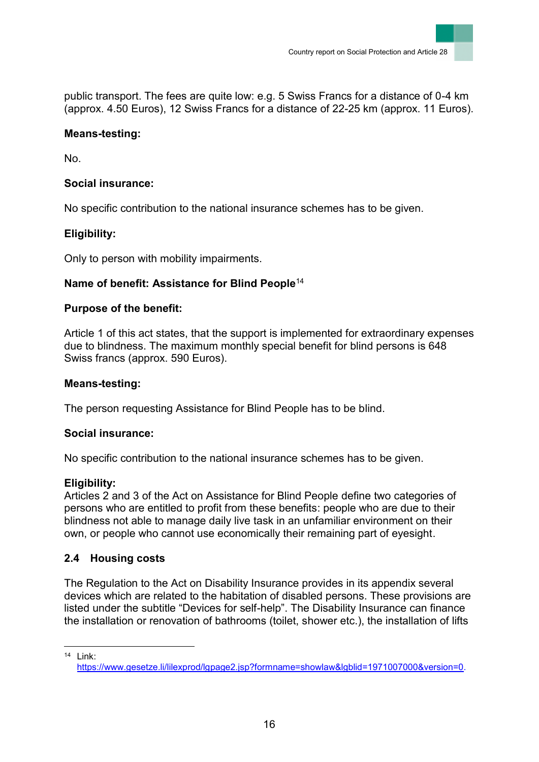public transport. The fees are quite low: e.g. 5 Swiss Francs for a distance of 0-4 km (approx. 4.50 Euros), 12 Swiss Francs for a distance of 22-25 km (approx. 11 Euros).

**Means-testing:**

No.

**Social insurance:**

No specific contribution to the national insurance schemes has to be given.

**Eligibility:**

Only to person with mobility impairments.

**Name of benefit: Assistance for Blind People**[14]

**Purpose of the benefit:**

Article 1 of this act states, that the support is implemented for extraordinary expenses due to blindness. The maximum monthly special benefit for blind persons is 648 Swiss francs (approx. 590 Euros).

**Means-testing:**

The person requesting Assistance for Blind People has to be blind.

**Social insurance:**

No specific contribution to the national insurance schemes has to be given.

**Eligibility:**

Articles 2 and 3 of the Act on Assistance for Blind People define two categories of persons who are entitled to profit from these benefits: people who are due to their blindness not able to manage daily live task in an unfamiliar environment on their own, or people who cannot use economically their remaining part of eyesight.

## 2.4 Housing costs

The Regulation to the Act on Disability Insurance provides in its appendix several devices which are related to the habitation of disabled persons. These provisions are listed under the subtitle "Devices for self-help". The Disability Insurance can finance the installation or renovation of bathrooms (toilet, shower etc.), the installation of lifts

---

[14] Link: https://www.gesetze.li/lilexprod/lgpage2.jsp?formname=showlaw&lgblid=1971007000&version=0.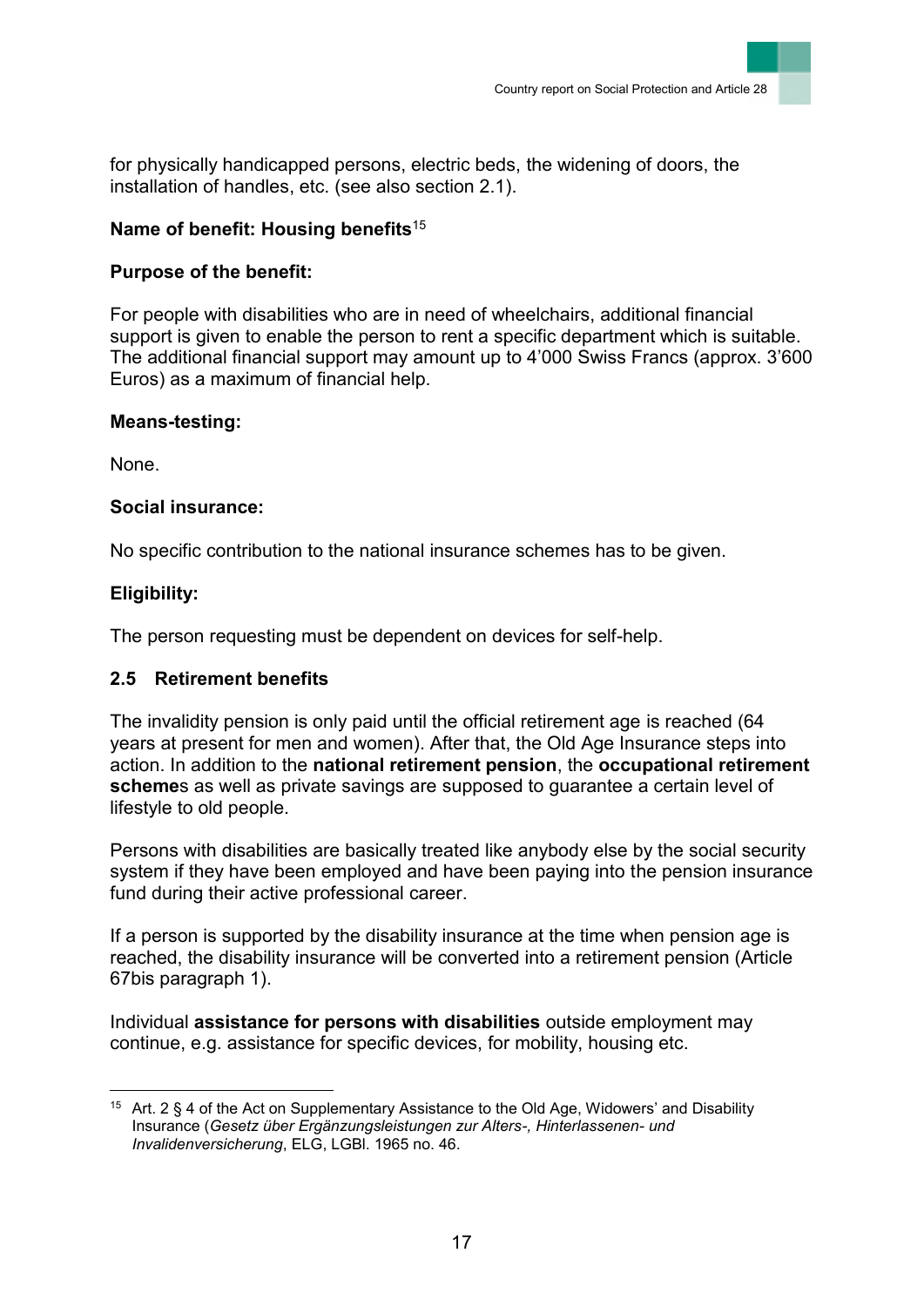for physically handicapped persons, electric beds, the widening of doors, the installation of handles, etc. (see also section 2.1).

**Name of benefit: Housing benefits**[15]

**Purpose of the benefit:**

For people with disabilities who are in need of wheelchairs, additional financial support is given to enable the person to rent a specific department which is suitable. The additional financial support may amount up to 4'000 Swiss Francs (approx. 3'600 Euros) as a maximum of financial help.

**Means-testing:**

None.

**Social insurance:**

No specific contribution to the national insurance schemes has to be given.

**Eligibility:**

The person requesting must be dependent on devices for self-help.

### 2.5 Retirement benefits

The invalidity pension is only paid until the official retirement age is reached (64 years at present for men and women). After that, the Old Age Insurance steps into action. In addition to the **national retirement pension**, the **occupational retirement scheme**s as well as private savings are supposed to guarantee a certain level of lifestyle to old people.

Persons with disabilities are basically treated like anybody else by the social security system if they have been employed and have been paying into the pension insurance fund during their active professional career.

If a person is supported by the disability insurance at the time when pension age is reached, the disability insurance will be converted into a retirement pension (Article 67bis paragraph 1).

Individual **assistance for persons with disabilities** outside employment may continue, e.g. assistance for specific devices, for mobility, housing etc.

---

[15] Art. 2 § 4 of the Act on Supplementary Assistance to the Old Age, Widowers' and Disability Insurance (*Gesetz über Ergänzungsleistungen zur Alters-, Hinterlassenen- und Invalidenversicherung*, ELG, LGBl. 1965 no. 46.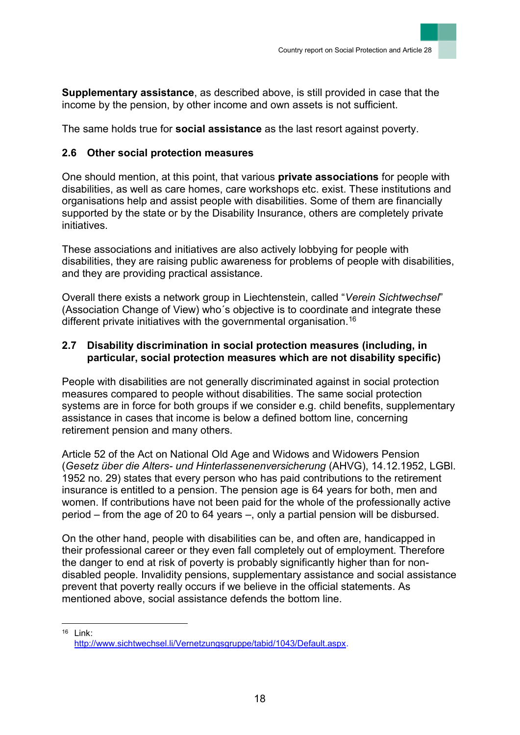**Supplementary assistance**, as described above, is still provided in case that the income by the pension, by other income and own assets is not sufficient.

The same holds true for **social assistance** as the last resort against poverty.

### 2.6 Other social protection measures

One should mention, at this point, that various **private associations** for people with disabilities, as well as care homes, care workshops etc. exist. These institutions and organisations help and assist people with disabilities. Some of them are financially supported by the state or by the Disability Insurance, others are completely private initiatives.

These associations and initiatives are also actively lobbying for people with disabilities, they are raising public awareness for problems of people with disabilities, and they are providing practical assistance.

Overall there exists a network group in Liechtenstein, called "*Verein Sichtwechsel*" (Association Change of View) who´s objective is to coordinate and integrate these different private initiatives with the governmental organisation.[16]

### 2.7 Disability discrimination in social protection measures (including, in particular, social protection measures which are not disability specific)

People with disabilities are not generally discriminated against in social protection measures compared to people without disabilities. The same social protection systems are in force for both groups if we consider e.g. child benefits, supplementary assistance in cases that income is below a defined bottom line, concerning retirement pension and many others.

Article 52 of the Act on National Old Age and Widows and Widowers Pension (*Gesetz über die Alters- und Hinterlassenenversicherung* (AHVG), 14.12.1952, LGBl. 1952 no. 29) states that every person who has paid contributions to the retirement insurance is entitled to a pension. The pension age is 64 years for both, men and women. If contributions have not been paid for the whole of the professionally active period – from the age of 20 to 64 years –, only a partial pension will be disbursed.

On the other hand, people with disabilities can be, and often are, handicapped in their professional career or they even fall completely out of employment. Therefore the danger to end at risk of poverty is probably significantly higher than for non-disabled people. Invalidity pensions, supplementary assistance and social assistance prevent that poverty really occurs if we believe in the official statements. As mentioned above, social assistance defends the bottom line.

---

[16] Link: http://www.sichtwechsel.li/Vernetzungsgruppe/tabid/1043/Default.aspx.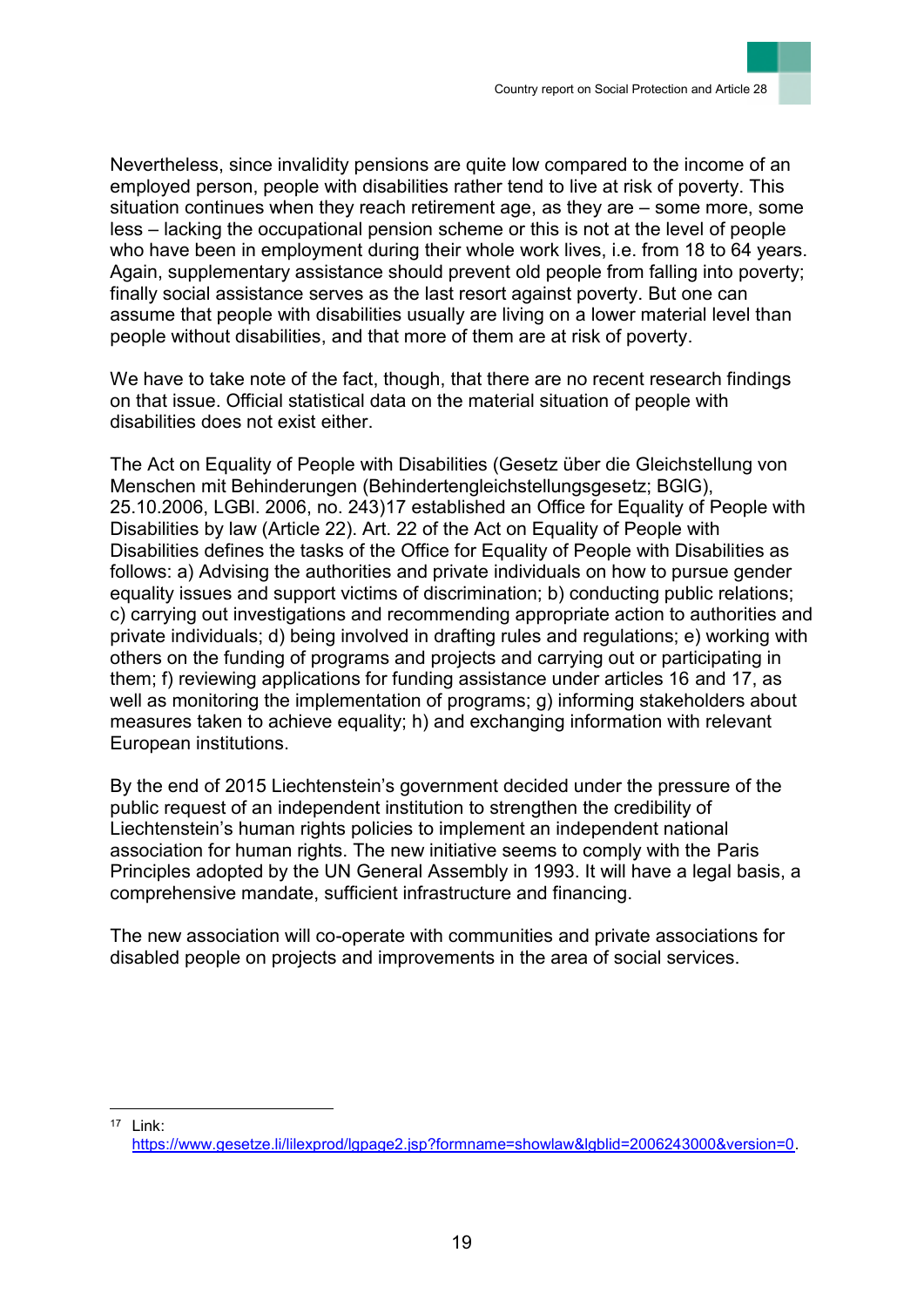Nevertheless, since invalidity pensions are quite low compared to the income of an employed person, people with disabilities rather tend to live at risk of poverty. This situation continues when they reach retirement age, as they are – some more, some less – lacking the occupational pension scheme or this is not at the level of people who have been in employment during their whole work lives, i.e. from 18 to 64 years. Again, supplementary assistance should prevent old people from falling into poverty; finally social assistance serves as the last resort against poverty. But one can assume that people with disabilities usually are living on a lower material level than people without disabilities, and that more of them are at risk of poverty.

We have to take note of the fact, though, that there are no recent research findings on that issue. Official statistical data on the material situation of people with disabilities does not exist either.

The Act on Equality of People with Disabilities (Gesetz über die Gleichstellung von Menschen mit Behinderungen (Behindertengleichstellungsgesetz; BGlG), 25.10.2006, LGBl. 2006, no. 243)17 established an Office for Equality of People with Disabilities by law (Article 22). Art. 22 of the Act on Equality of People with Disabilities defines the tasks of the Office for Equality of People with Disabilities as follows: a) Advising the authorities and private individuals on how to pursue gender equality issues and support victims of discrimination; b) conducting public relations; c) carrying out investigations and recommending appropriate action to authorities and private individuals; d) being involved in drafting rules and regulations; e) working with others on the funding of programs and projects and carrying out or participating in them; f) reviewing applications for funding assistance under articles 16 and 17, as well as monitoring the implementation of programs; g) informing stakeholders about measures taken to achieve equality; h) and exchanging information with relevant European institutions.

By the end of 2015 Liechtenstein's government decided under the pressure of the public request of an independent institution to strengthen the credibility of Liechtenstein's human rights policies to implement an independent national association for human rights. The new initiative seems to comply with the Paris Principles adopted by the UN General Assembly in 1993. It will have a legal basis, a comprehensive mandate, sufficient infrastructure and financing.

The new association will co-operate with communities and private associations for disabled people on projects and improvements in the area of social services.

---

[17] Link: https://www.gesetze.li/lilexprod/lgpage2.jsp?formname=showlaw&lgblid=2006243000&version=0.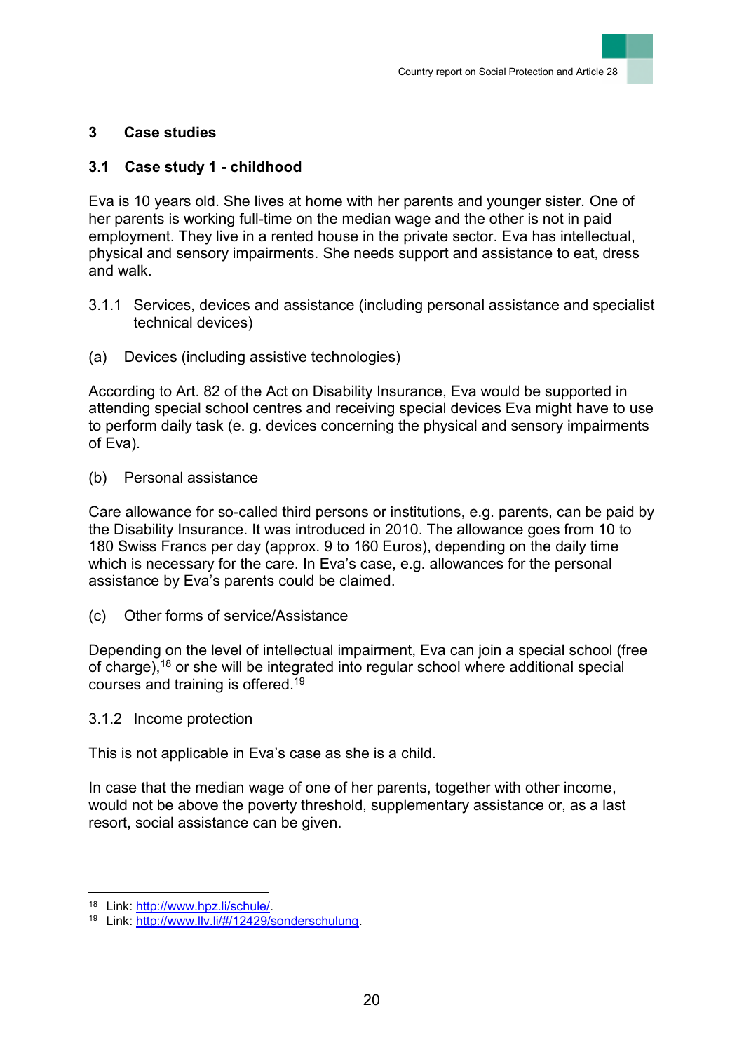# 3 Case studies

## 3.1 Case study 1 - childhood

Eva is 10 years old. She lives at home with her parents and younger sister. One of her parents is working full-time on the median wage and the other is not in paid employment. They live in a rented house in the private sector. Eva has intellectual, physical and sensory impairments. She needs support and assistance to eat, dress and walk.

### 3.1.1 Services, devices and assistance (including personal assistance and specialist technical devices)

(a) Devices (including assistive technologies)

According to Art. 82 of the Act on Disability Insurance, Eva would be supported in attending special school centres and receiving special devices Eva might have to use to perform daily task (e. g. devices concerning the physical and sensory impairments of Eva).

(b) Personal assistance

Care allowance for so-called third persons or institutions, e.g. parents, can be paid by the Disability Insurance. It was introduced in 2010. The allowance goes from 10 to 180 Swiss Francs per day (approx. 9 to 160 Euros), depending on the daily time which is necessary for the care. In Eva's case, e.g. allowances for the personal assistance by Eva's parents could be claimed.

(c) Other forms of service/Assistance

Depending on the level of intellectual impairment, Eva can join a special school (free of charge),[18] or she will be integrated into regular school where additional special courses and training is offered.[19]

### 3.1.2 Income protection

This is not applicable in Eva's case as she is a child.

In case that the median wage of one of her parents, together with other income, would not be above the poverty threshold, supplementary assistance or, as a last resort, social assistance can be given.

---

[18] Link: http://www.hpz.li/schule/.

[19] Link: http://www.llv.li/#/12429/sonderschulung.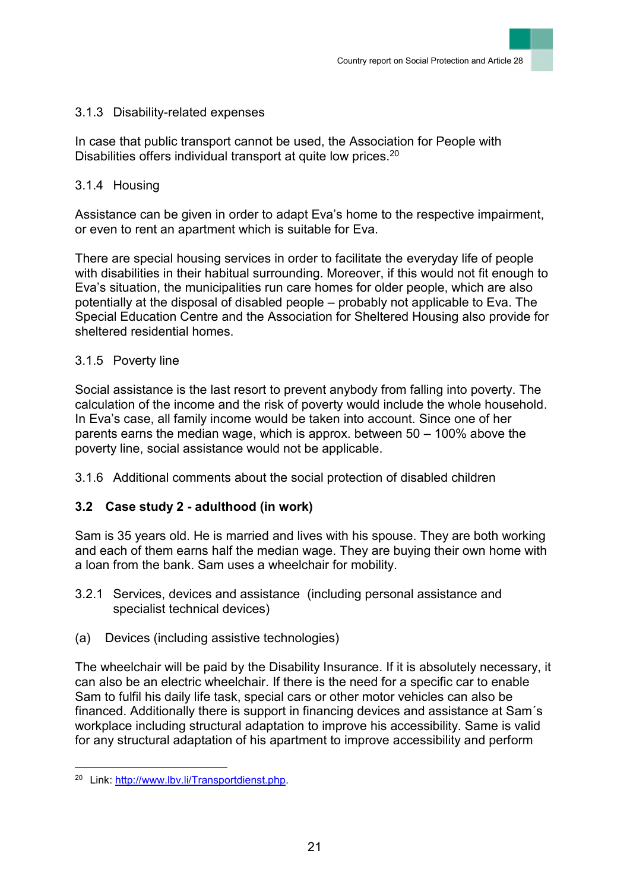### 3.1.3 Disability-related expenses

In case that public transport cannot be used, the Association for People with Disabilities offers individual transport at quite low prices.[20]

### 3.1.4 Housing

Assistance can be given in order to adapt Eva's home to the respective impairment, or even to rent an apartment which is suitable for Eva.

There are special housing services in order to facilitate the everyday life of people with disabilities in their habitual surrounding. Moreover, if this would not fit enough to Eva's situation, the municipalities run care homes for older people, which are also potentially at the disposal of disabled people – probably not applicable to Eva. The Special Education Centre and the Association for Sheltered Housing also provide for sheltered residential homes.

### 3.1.5 Poverty line

Social assistance is the last resort to prevent anybody from falling into poverty. The calculation of the income and the risk of poverty would include the whole household. In Eva's case, all family income would be taken into account. Since one of her parents earns the median wage, which is approx. between 50 – 100% above the poverty line, social assistance would not be applicable.

### 3.1.6 Additional comments about the social protection of disabled children

## 3.2 Case study 2 - adulthood (in work)

Sam is 35 years old. He is married and lives with his spouse. They are both working and each of them earns half the median wage. They are buying their own home with a loan from the bank. Sam uses a wheelchair for mobility.

### 3.2.1 Services, devices and assistance (including personal assistance and specialist technical devices)

(a) Devices (including assistive technologies)

The wheelchair will be paid by the Disability Insurance. If it is absolutely necessary, it can also be an electric wheelchair. If there is the need for a specific car to enable Sam to fulfil his daily life task, special cars or other motor vehicles can also be financed. Additionally there is support in financing devices and assistance at Sam´s workplace including structural adaptation to improve his accessibility. Same is valid for any structural adaptation of his apartment to improve accessibility and perform

[20] Link: http://www.lbv.li/Transportdienst.php.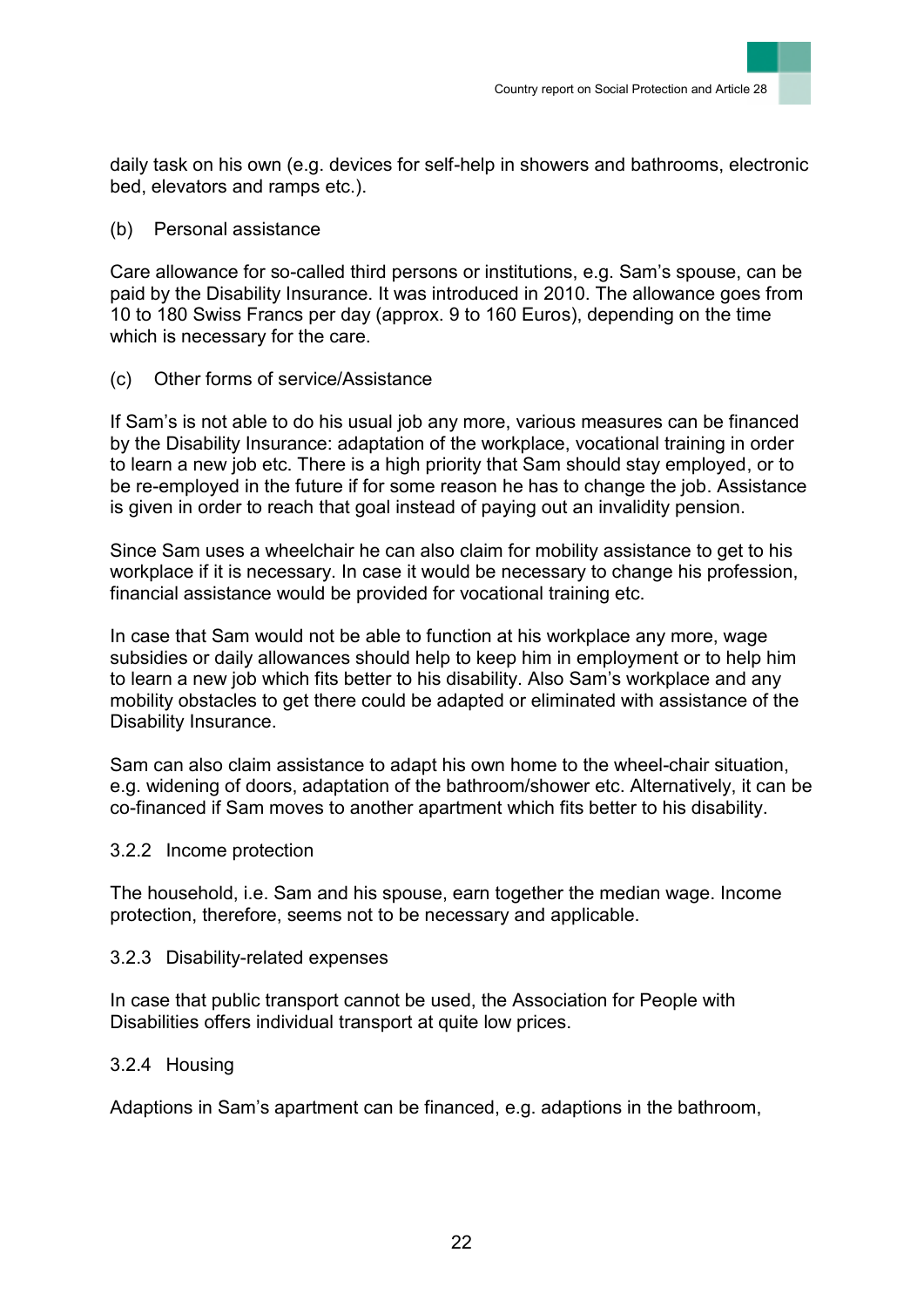daily task on his own (e.g. devices for self-help in showers and bathrooms, electronic bed, elevators and ramps etc.).

(b) Personal assistance

Care allowance for so-called third persons or institutions, e.g. Sam's spouse, can be paid by the Disability Insurance. It was introduced in 2010. The allowance goes from 10 to 180 Swiss Francs per day (approx. 9 to 160 Euros), depending on the time which is necessary for the care.

(c) Other forms of service/Assistance

If Sam's is not able to do his usual job any more, various measures can be financed by the Disability Insurance: adaptation of the workplace, vocational training in order to learn a new job etc. There is a high priority that Sam should stay employed, or to be re-employed in the future if for some reason he has to change the job. Assistance is given in order to reach that goal instead of paying out an invalidity pension.

Since Sam uses a wheelchair he can also claim for mobility assistance to get to his workplace if it is necessary. In case it would be necessary to change his profession, financial assistance would be provided for vocational training etc.

In case that Sam would not be able to function at his workplace any more, wage subsidies or daily allowances should help to keep him in employment or to help him to learn a new job which fits better to his disability. Also Sam's workplace and any mobility obstacles to get there could be adapted or eliminated with assistance of the Disability Insurance.

Sam can also claim assistance to adapt his own home to the wheel-chair situation, e.g. widening of doors, adaptation of the bathroom/shower etc. Alternatively, it can be co-financed if Sam moves to another apartment which fits better to his disability.

#### 3.2.2 Income protection

The household, i.e. Sam and his spouse, earn together the median wage. Income protection, therefore, seems not to be necessary and applicable.

#### 3.2.3 Disability-related expenses

In case that public transport cannot be used, the Association for People with Disabilities offers individual transport at quite low prices.

#### 3.2.4 Housing

Adaptions in Sam's apartment can be financed, e.g. adaptions in the bathroom,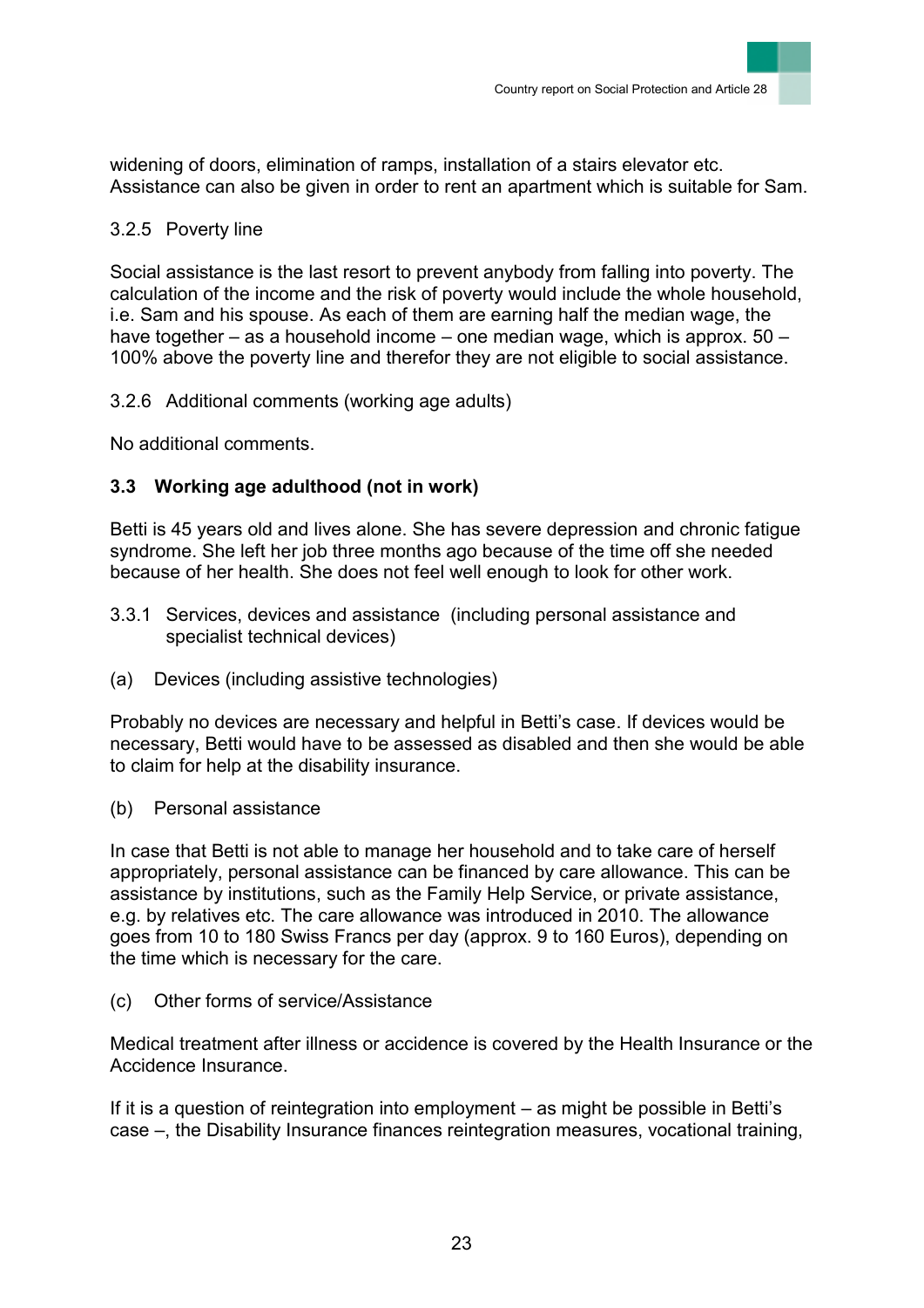widening of doors, elimination of ramps, installation of a stairs elevator etc. Assistance can also be given in order to rent an apartment which is suitable for Sam.

#### 3.2.5 Poverty line

Social assistance is the last resort to prevent anybody from falling into poverty. The calculation of the income and the risk of poverty would include the whole household, i.e. Sam and his spouse. As each of them are earning half the median wage, the have together – as a household income – one median wage, which is approx. 50 – 100% above the poverty line and therefor they are not eligible to social assistance.

#### 3.2.6 Additional comments (working age adults)

No additional comments.

### 3.3 Working age adulthood (not in work)

Betti is 45 years old and lives alone. She has severe depression and chronic fatigue syndrome. She left her job three months ago because of the time off she needed because of her health. She does not feel well enough to look for other work.

#### 3.3.1 Services, devices and assistance (including personal assistance and specialist technical devices)

(a) Devices (including assistive technologies)

Probably no devices are necessary and helpful in Betti's case. If devices would be necessary, Betti would have to be assessed as disabled and then she would be able to claim for help at the disability insurance.

(b) Personal assistance

In case that Betti is not able to manage her household and to take care of herself appropriately, personal assistance can be financed by care allowance. This can be assistance by institutions, such as the Family Help Service, or private assistance, e.g. by relatives etc. The care allowance was introduced in 2010. The allowance goes from 10 to 180 Swiss Francs per day (approx. 9 to 160 Euros), depending on the time which is necessary for the care.

(c) Other forms of service/Assistance

Medical treatment after illness or accidence is covered by the Health Insurance or the Accidence Insurance.

If it is a question of reintegration into employment – as might be possible in Betti's case –, the Disability Insurance finances reintegration measures, vocational training,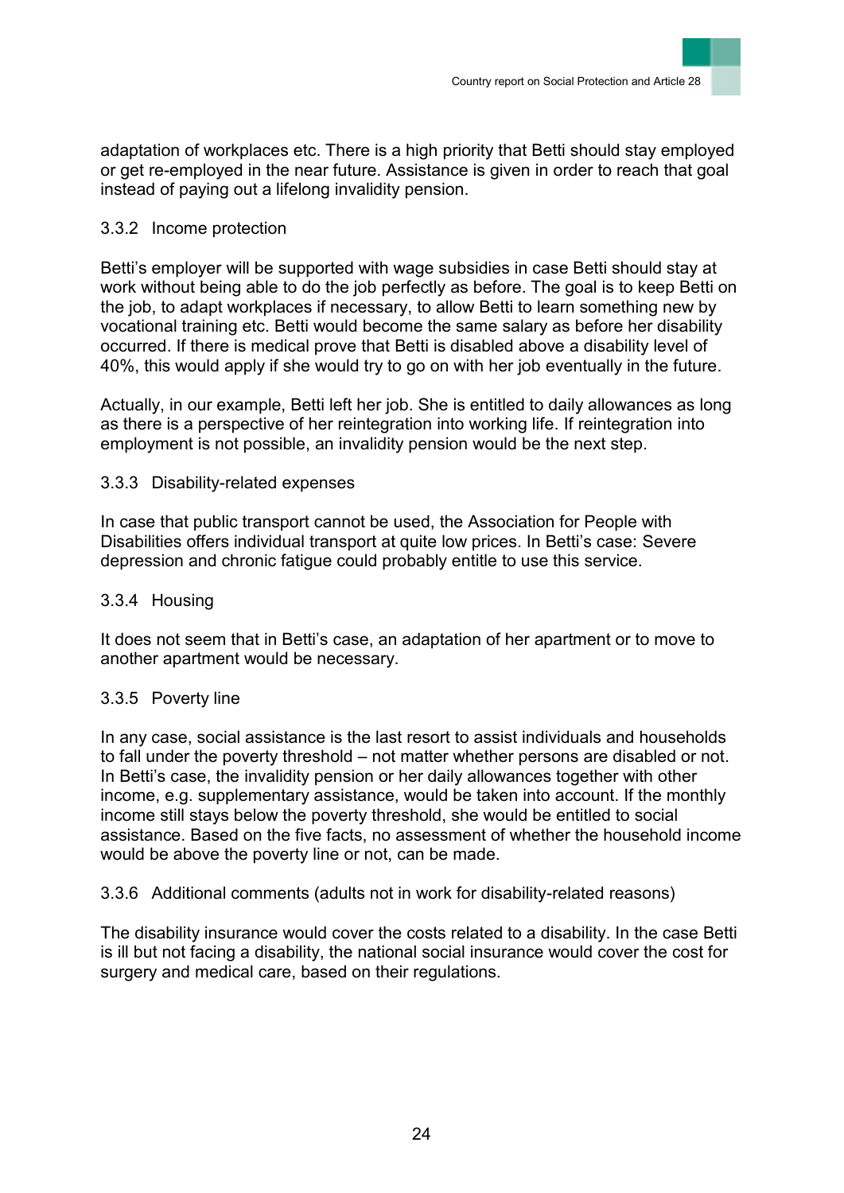adaptation of workplaces etc. There is a high priority that Betti should stay employed or get re-employed in the near future. Assistance is given in order to reach that goal instead of paying out a lifelong invalidity pension.

### 3.3.2 Income protection

Betti's employer will be supported with wage subsidies in case Betti should stay at work without being able to do the job perfectly as before. The goal is to keep Betti on the job, to adapt workplaces if necessary, to allow Betti to learn something new by vocational training etc. Betti would become the same salary as before her disability occurred. If there is medical prove that Betti is disabled above a disability level of 40%, this would apply if she would try to go on with her job eventually in the future.

Actually, in our example, Betti left her job. She is entitled to daily allowances as long as there is a perspective of her reintegration into working life. If reintegration into employment is not possible, an invalidity pension would be the next step.

### 3.3.3 Disability-related expenses

In case that public transport cannot be used, the Association for People with Disabilities offers individual transport at quite low prices. In Betti's case: Severe depression and chronic fatigue could probably entitle to use this service.

### 3.3.4 Housing

It does not seem that in Betti's case, an adaptation of her apartment or to move to another apartment would be necessary.

### 3.3.5 Poverty line

In any case, social assistance is the last resort to assist individuals and households to fall under the poverty threshold – not matter whether persons are disabled or not. In Betti's case, the invalidity pension or her daily allowances together with other income, e.g. supplementary assistance, would be taken into account. If the monthly income still stays below the poverty threshold, she would be entitled to social assistance. Based on the five facts, no assessment of whether the household income would be above the poverty line or not, can be made.

### 3.3.6 Additional comments (adults not in work for disability-related reasons)

The disability insurance would cover the costs related to a disability. In the case Betti is ill but not facing a disability, the national social insurance would cover the cost for surgery and medical care, based on their regulations.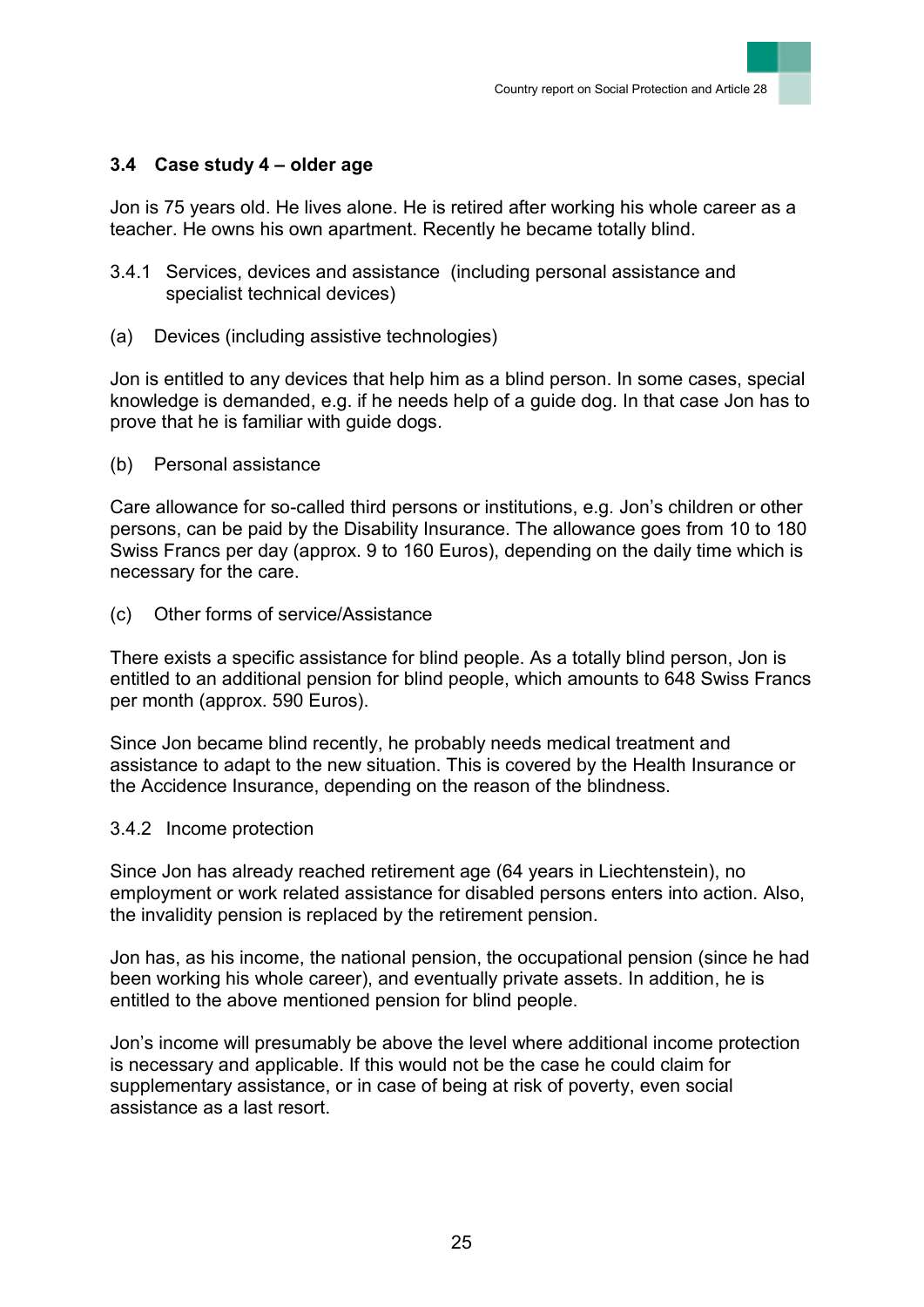### 3.4 Case study 4 – older age

Jon is 75 years old. He lives alone. He is retired after working his whole career as a teacher. He owns his own apartment. Recently he became totally blind.

3.4.1 Services, devices and assistance (including personal assistance and specialist technical devices)

(a) Devices (including assistive technologies)

Jon is entitled to any devices that help him as a blind person. In some cases, special knowledge is demanded, e.g. if he needs help of a guide dog. In that case Jon has to prove that he is familiar with guide dogs.

(b) Personal assistance

Care allowance for so-called third persons or institutions, e.g. Jon's children or other persons, can be paid by the Disability Insurance. The allowance goes from 10 to 180 Swiss Francs per day (approx. 9 to 160 Euros), depending on the daily time which is necessary for the care.

(c) Other forms of service/Assistance

There exists a specific assistance for blind people. As a totally blind person, Jon is entitled to an additional pension for blind people, which amounts to 648 Swiss Francs per month (approx. 590 Euros).

Since Jon became blind recently, he probably needs medical treatment and assistance to adapt to the new situation. This is covered by the Health Insurance or the Accidence Insurance, depending on the reason of the blindness.

3.4.2 Income protection

Since Jon has already reached retirement age (64 years in Liechtenstein), no employment or work related assistance for disabled persons enters into action. Also, the invalidity pension is replaced by the retirement pension.

Jon has, as his income, the national pension, the occupational pension (since he had been working his whole career), and eventually private assets. In addition, he is entitled to the above mentioned pension for blind people.

Jon's income will presumably be above the level where additional income protection is necessary and applicable. If this would not be the case he could claim for supplementary assistance, or in case of being at risk of poverty, even social assistance as a last resort.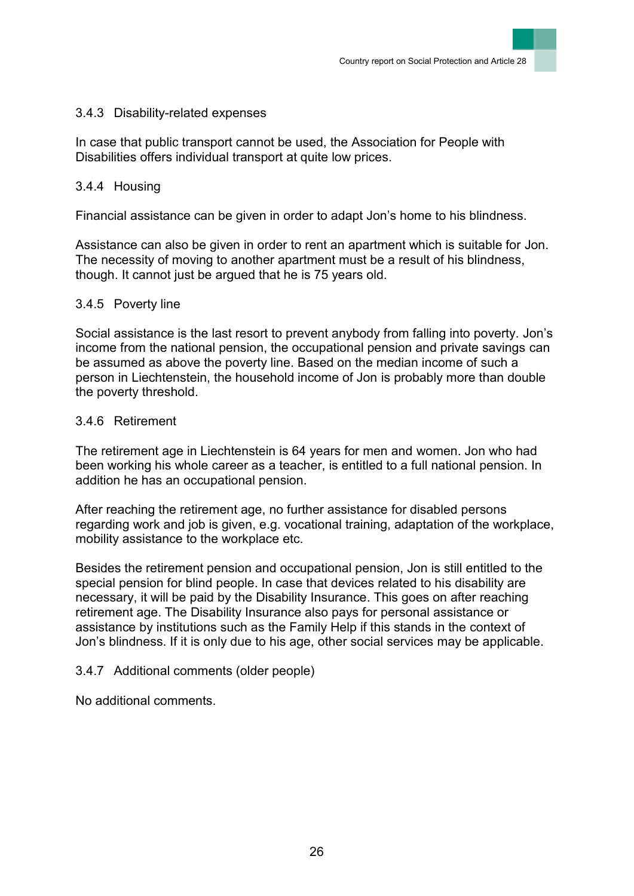### 3.4.3 Disability-related expenses

In case that public transport cannot be used, the Association for People with Disabilities offers individual transport at quite low prices.

### 3.4.4 Housing

Financial assistance can be given in order to adapt Jon's home to his blindness.

Assistance can also be given in order to rent an apartment which is suitable for Jon. The necessity of moving to another apartment must be a result of his blindness, though. It cannot just be argued that he is 75 years old.

### 3.4.5 Poverty line

Social assistance is the last resort to prevent anybody from falling into poverty. Jon's income from the national pension, the occupational pension and private savings can be assumed as above the poverty line. Based on the median income of such a person in Liechtenstein, the household income of Jon is probably more than double the poverty threshold.

### 3.4.6 Retirement

The retirement age in Liechtenstein is 64 years for men and women. Jon who had been working his whole career as a teacher, is entitled to a full national pension. In addition he has an occupational pension.

After reaching the retirement age, no further assistance for disabled persons regarding work and job is given, e.g. vocational training, adaptation of the workplace, mobility assistance to the workplace etc.

Besides the retirement pension and occupational pension, Jon is still entitled to the special pension for blind people. In case that devices related to his disability are necessary, it will be paid by the Disability Insurance. This goes on after reaching retirement age. The Disability Insurance also pays for personal assistance or assistance by institutions such as the Family Help if this stands in the context of Jon's blindness. If it is only due to his age, other social services may be applicable.

### 3.4.7 Additional comments (older people)

No additional comments.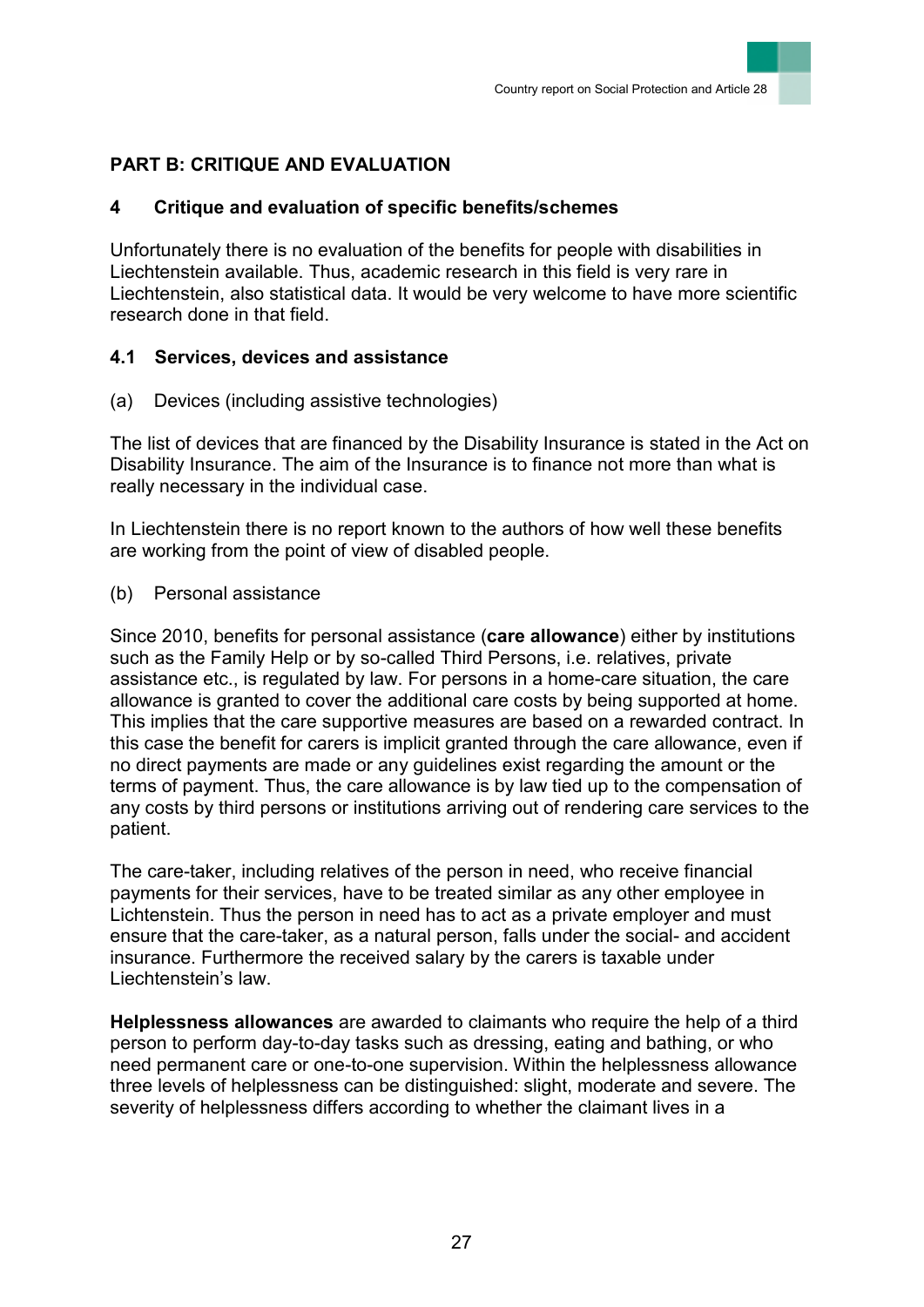## PART B: CRITIQUE AND EVALUATION

### 4 Critique and evaluation of specific benefits/schemes

Unfortunately there is no evaluation of the benefits for people with disabilities in Liechtenstein available. Thus, academic research in this field is very rare in Liechtenstein, also statistical data. It would be very welcome to have more scientific research done in that field.

### 4.1 Services, devices and assistance

(a) Devices (including assistive technologies)

The list of devices that are financed by the Disability Insurance is stated in the Act on Disability Insurance. The aim of the Insurance is to finance not more than what is really necessary in the individual case.

In Liechtenstein there is no report known to the authors of how well these benefits are working from the point of view of disabled people.

(b) Personal assistance

Since 2010, benefits for personal assistance (**care allowance**) either by institutions such as the Family Help or by so-called Third Persons, i.e. relatives, private assistance etc., is regulated by law. For persons in a home-care situation, the care allowance is granted to cover the additional care costs by being supported at home. This implies that the care supportive measures are based on a rewarded contract. In this case the benefit for carers is implicit granted through the care allowance, even if no direct payments are made or any guidelines exist regarding the amount or the terms of payment. Thus, the care allowance is by law tied up to the compensation of any costs by third persons or institutions arriving out of rendering care services to the patient.

The care-taker, including relatives of the person in need, who receive financial payments for their services, have to be treated similar as any other employee in Lichtenstein. Thus the person in need has to act as a private employer and must ensure that the care-taker, as a natural person, falls under the social- and accident insurance. Furthermore the received salary by the carers is taxable under Liechtenstein's law.

**Helplessness allowances** are awarded to claimants who require the help of a third person to perform day-to-day tasks such as dressing, eating and bathing, or who need permanent care or one-to-one supervision. Within the helplessness allowance three levels of helplessness can be distinguished: slight, moderate and severe. The severity of helplessness differs according to whether the claimant lives in a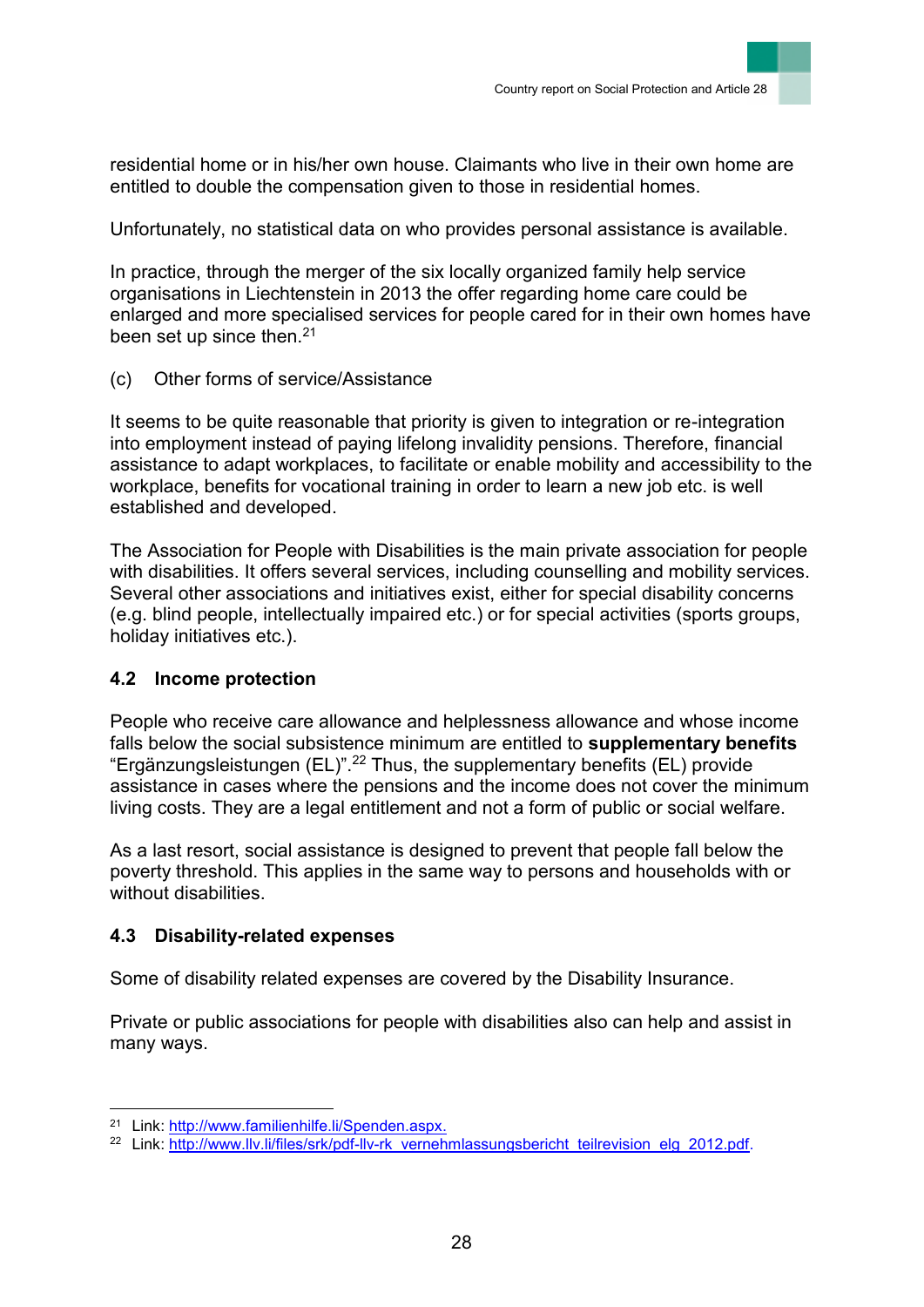residential home or in his/her own house. Claimants who live in their own home are entitled to double the compensation given to those in residential homes.

Unfortunately, no statistical data on who provides personal assistance is available.

In practice, through the merger of the six locally organized family help service organisations in Liechtenstein in 2013 the offer regarding home care could be enlarged and more specialised services for people cared for in their own homes have been set up since then.[21]

(c) Other forms of service/Assistance

It seems to be quite reasonable that priority is given to integration or re-integration into employment instead of paying lifelong invalidity pensions. Therefore, financial assistance to adapt workplaces, to facilitate or enable mobility and accessibility to the workplace, benefits for vocational training in order to learn a new job etc. is well established and developed.

The Association for People with Disabilities is the main private association for people with disabilities. It offers several services, including counselling and mobility services. Several other associations and initiatives exist, either for special disability concerns (e.g. blind people, intellectually impaired etc.) or for special activities (sports groups, holiday initiatives etc.).

### 4.2 Income protection

People who receive care allowance and helplessness allowance and whose income falls below the social subsistence minimum are entitled to **supplementary benefits** "Ergänzungsleistungen (EL)".[22] Thus, the supplementary benefits (EL) provide assistance in cases where the pensions and the income does not cover the minimum living costs. They are a legal entitlement and not a form of public or social welfare.

As a last resort, social assistance is designed to prevent that people fall below the poverty threshold. This applies in the same way to persons and households with or without disabilities.

### 4.3 Disability-related expenses

Some of disability related expenses are covered by the Disability Insurance.

Private or public associations for people with disabilities also can help and assist in many ways.

---

[21] Link: http://www.familienhilfe.li/Spenden.aspx.

[22] Link: http://www.llv.li/files/srk/pdf-llv-rk_vernehmlassungsbericht_teilrevision_elg_2012.pdf.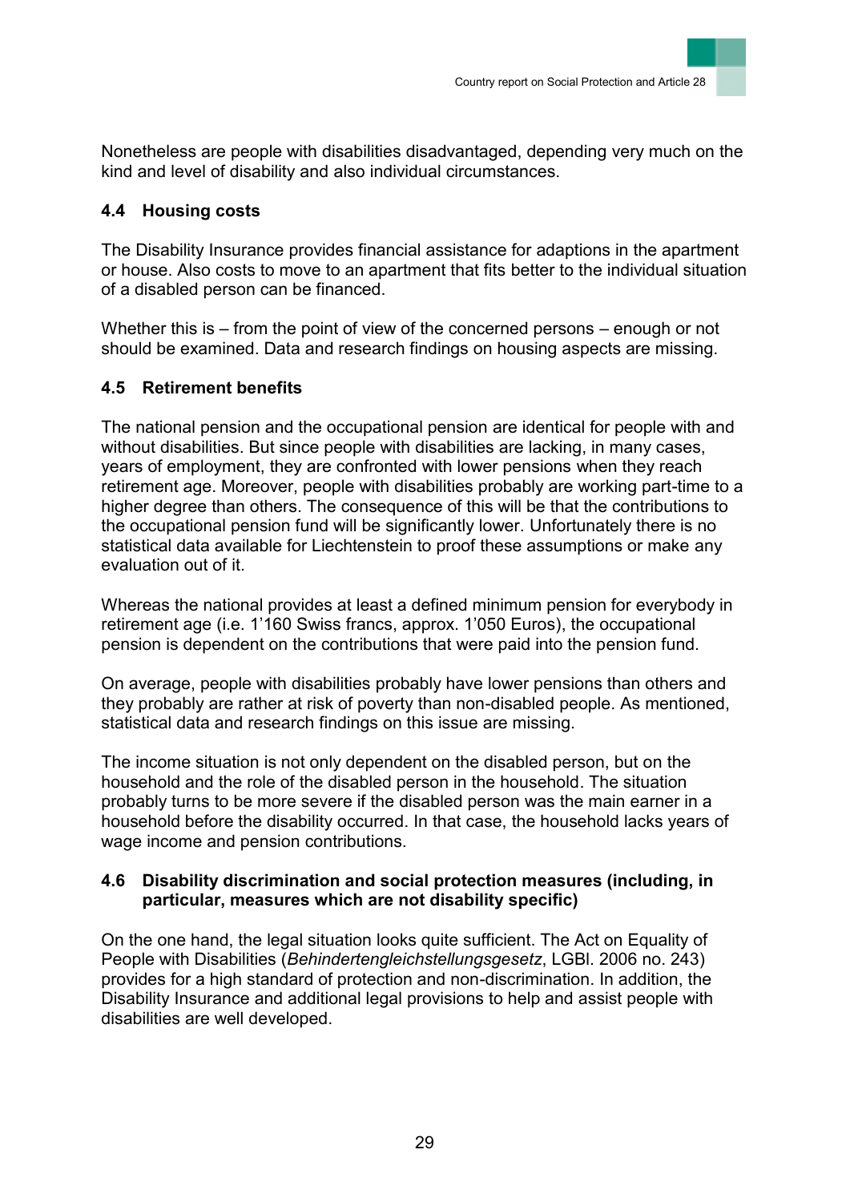Nonetheless are people with disabilities disadvantaged, depending very much on the kind and level of disability and also individual circumstances.

### 4.4 Housing costs

The Disability Insurance provides financial assistance for adaptions in the apartment or house. Also costs to move to an apartment that fits better to the individual situation of a disabled person can be financed.

Whether this is – from the point of view of the concerned persons – enough or not should be examined. Data and research findings on housing aspects are missing.

### 4.5 Retirement benefits

The national pension and the occupational pension are identical for people with and without disabilities. But since people with disabilities are lacking, in many cases, years of employment, they are confronted with lower pensions when they reach retirement age. Moreover, people with disabilities probably are working part-time to a higher degree than others. The consequence of this will be that the contributions to the occupational pension fund will be significantly lower. Unfortunately there is no statistical data available for Liechtenstein to proof these assumptions or make any evaluation out of it.

Whereas the national provides at least a defined minimum pension for everybody in retirement age (i.e. 1'160 Swiss francs, approx. 1'050 Euros), the occupational pension is dependent on the contributions that were paid into the pension fund.

On average, people with disabilities probably have lower pensions than others and they probably are rather at risk of poverty than non-disabled people. As mentioned, statistical data and research findings on this issue are missing.

The income situation is not only dependent on the disabled person, but on the household and the role of the disabled person in the household. The situation probably turns to be more severe if the disabled person was the main earner in a household before the disability occurred. In that case, the household lacks years of wage income and pension contributions.

### 4.6 Disability discrimination and social protection measures (including, in particular, measures which are not disability specific)

On the one hand, the legal situation looks quite sufficient. The Act on Equality of People with Disabilities (*Behindertengleichstellungsgesetz*, LGBl. 2006 no. 243) provides for a high standard of protection and non-discrimination. In addition, the Disability Insurance and additional legal provisions to help and assist people with disabilities are well developed.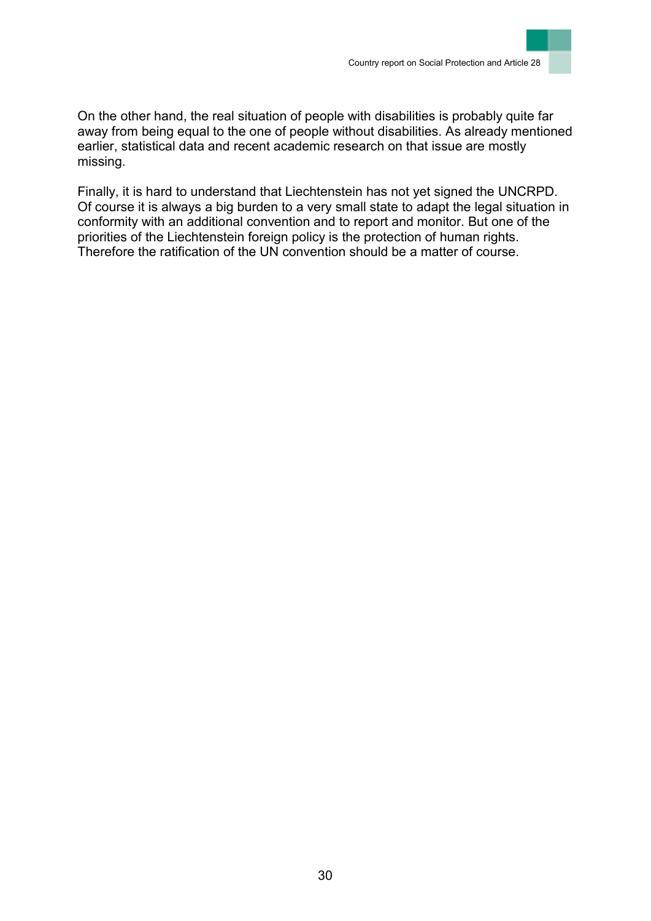On the other hand, the real situation of people with disabilities is probably quite far away from being equal to the one of people without disabilities. As already mentioned earlier, statistical data and recent academic research on that issue are mostly missing.

Finally, it is hard to understand that Liechtenstein has not yet signed the UNCRPD. Of course it is always a big burden to a very small state to adapt the legal situation in conformity with an additional convention and to report and monitor. But one of the priorities of the Liechtenstein foreign policy is the protection of human rights. Therefore the ratification of the UN convention should be a matter of course.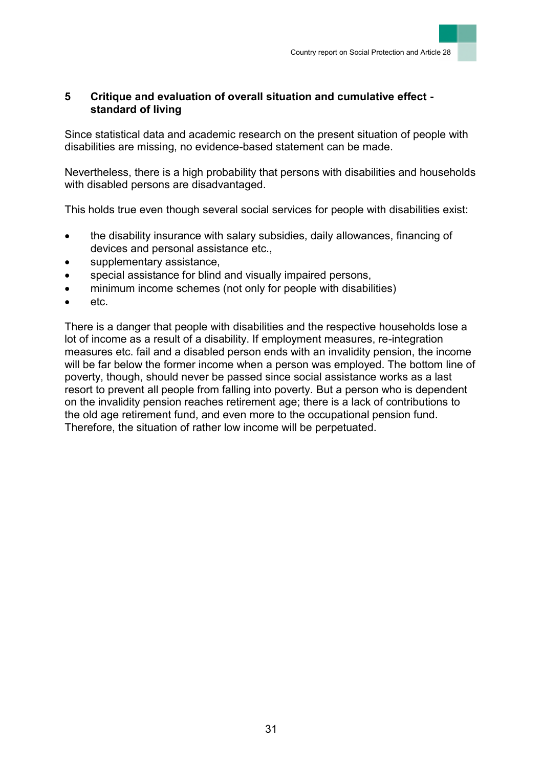## 5 Critique and evaluation of overall situation and cumulative effect - standard of living

Since statistical data and academic research on the present situation of people with disabilities are missing, no evidence-based statement can be made.

Nevertheless, there is a high probability that persons with disabilities and households with disabled persons are disadvantaged.

This holds true even though several social services for people with disabilities exist:

- the disability insurance with salary subsidies, daily allowances, financing of devices and personal assistance etc.,
- supplementary assistance,
- special assistance for blind and visually impaired persons,
- minimum income schemes (not only for people with disabilities)
- etc.

There is a danger that people with disabilities and the respective households lose a lot of income as a result of a disability. If employment measures, re-integration measures etc. fail and a disabled person ends with an invalidity pension, the income will be far below the former income when a person was employed. The bottom line of poverty, though, should never be passed since social assistance works as a last resort to prevent all people from falling into poverty. But a person who is dependent on the invalidity pension reaches retirement age; there is a lack of contributions to the old age retirement fund, and even more to the occupational pension fund. Therefore, the situation of rather low income will be perpetuated.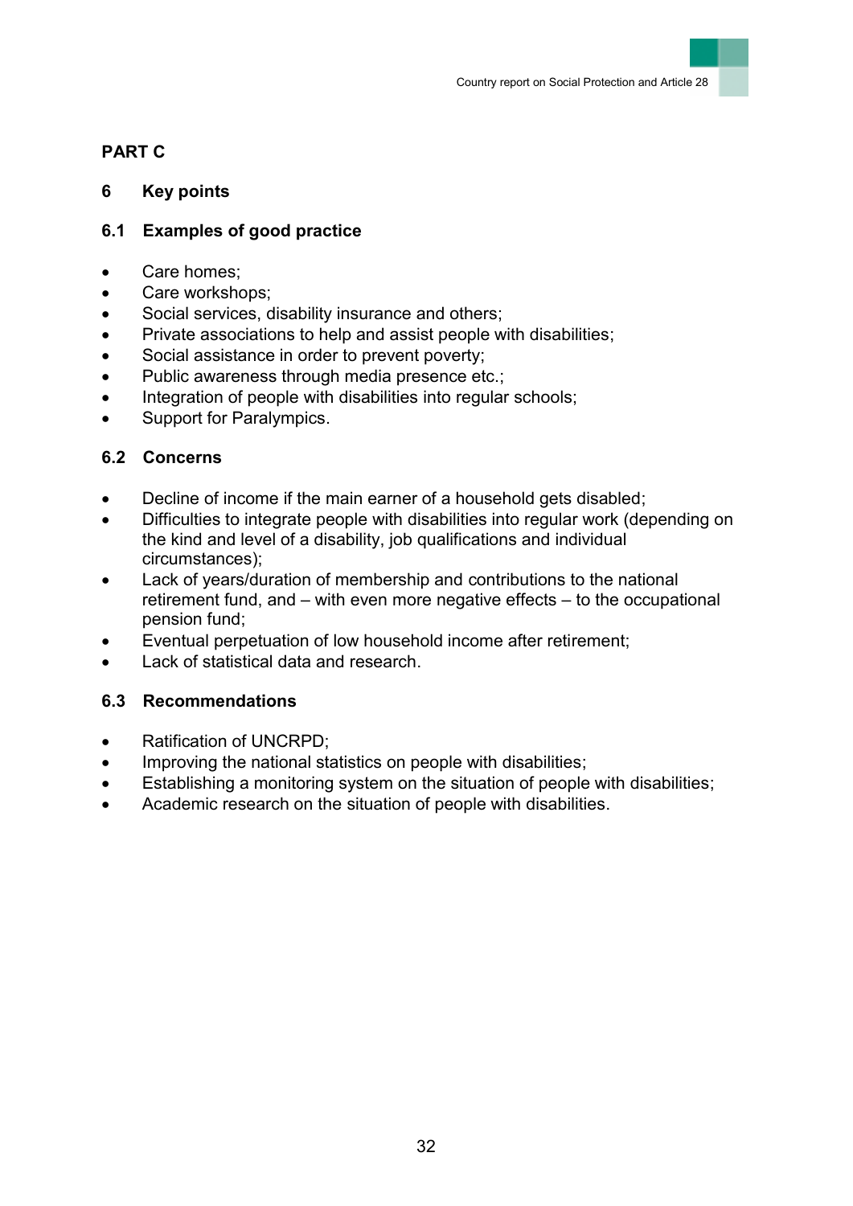# PART C

## 6 Key points

### 6.1 Examples of good practice

- Care homes;
- Care workshops;
- Social services, disability insurance and others;
- Private associations to help and assist people with disabilities;
- Social assistance in order to prevent poverty;
- Public awareness through media presence etc.;
- Integration of people with disabilities into regular schools;
- Support for Paralympics.

### 6.2 Concerns

- Decline of income if the main earner of a household gets disabled;
- Difficulties to integrate people with disabilities into regular work (depending on the kind and level of a disability, job qualifications and individual circumstances);
- Lack of years/duration of membership and contributions to the national retirement fund, and – with even more negative effects – to the occupational pension fund;
- Eventual perpetuation of low household income after retirement;
- Lack of statistical data and research.

### 6.3 Recommendations

- Ratification of UNCRPD;
- Improving the national statistics on people with disabilities;
- Establishing a monitoring system on the situation of people with disabilities;
- Academic research on the situation of people with disabilities.